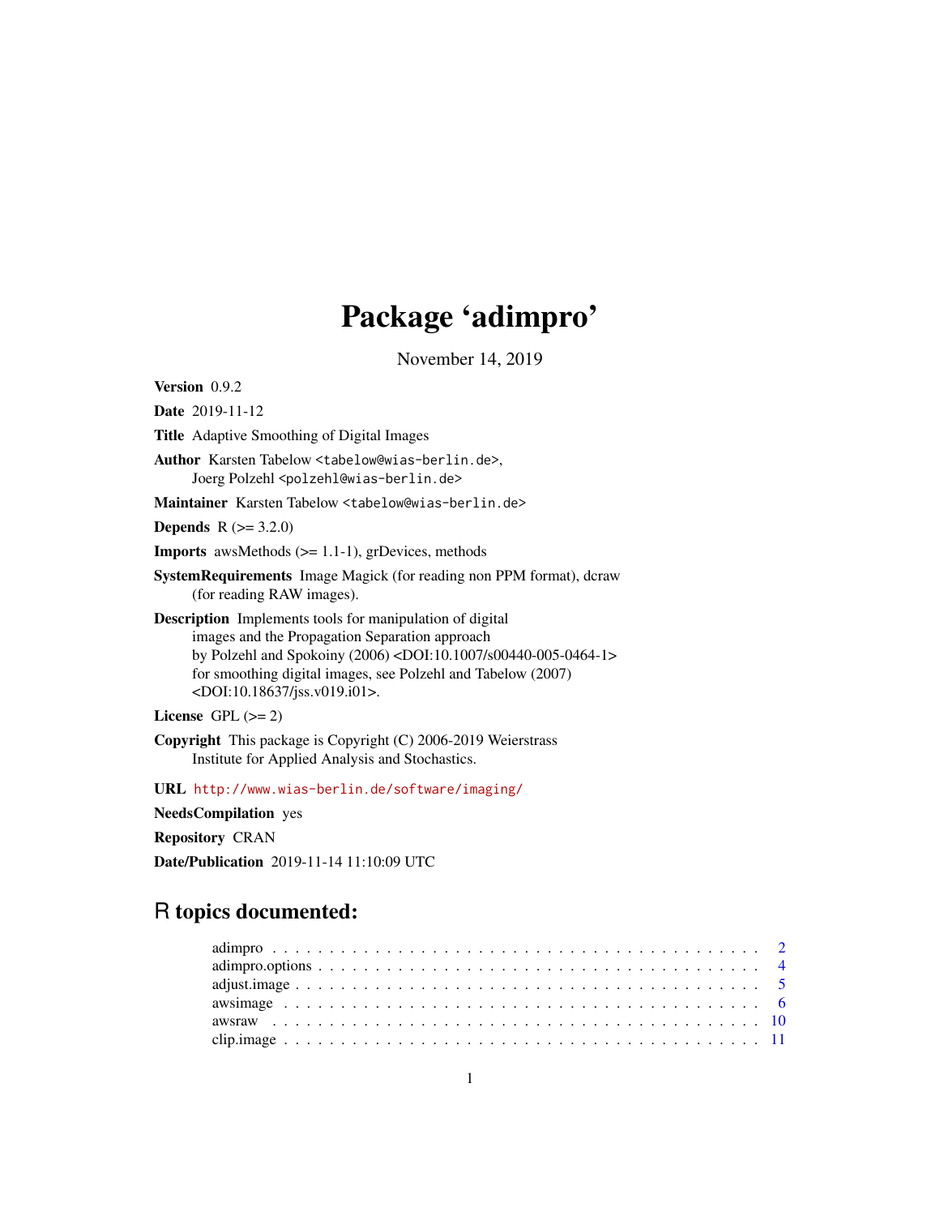# Package 'adimpro'

November 14, 2019

**Version** 0.9.2

**Date** 2019-11-12

**Title** Adaptive Smoothing of Digital Images

**Author** Karsten Tabelow <tabelow@wias-berlin.de>,
Joerg Polzehl <polzehl@wias-berlin.de>

**Maintainer** Karsten Tabelow <tabelow@wias-berlin.de>

**Depends** R (>= 3.2.0)

**Imports** awsMethods (>= 1.1-1), grDevices, methods

**SystemRequirements** Image Magick (for reading non PPM format), dcraw
(for reading RAW images).

**Description** Implements tools for manipulation of digital
images and the Propagation Separation approach
by Polzehl and Spokoiny (2006) <DOI:10.1007/s00440-005-0464-1>
for smoothing digital images, see Polzehl and Tabelow (2007)
<DOI:10.18637/jss.v019.i01>.

**License** GPL (>= 2)

**Copyright** This package is Copyright (C) 2006-2019 Weierstrass
Institute for Applied Analysis and Stochastics.

**URL** http://www.wias-berlin.de/software/imaging/

**NeedsCompilation** yes

**Repository** CRAN

**Date/Publication** 2019-11-14 11:10:09 UTC

## R topics documented:

adimpro . . . . . . . . . . . . . . . . . . . . . . . . . . . . . . . . . . . . . . . . . . 2
adimpro.options . . . . . . . . . . . . . . . . . . . . . . . . . . . . . . . . . . . . . . 4
adjust.image . . . . . . . . . . . . . . . . . . . . . . . . . . . . . . . . . . . . . . . . 5
awsimage . . . . . . . . . . . . . . . . . . . . . . . . . . . . . . . . . . . . . . . . . 6
awsraw . . . . . . . . . . . . . . . . . . . . . . . . . . . . . . . . . . . . . . . . . . 10
clip.image . . . . . . . . . . . . . . . . . . . . . . . . . . . . . . . . . . . . . . . . 11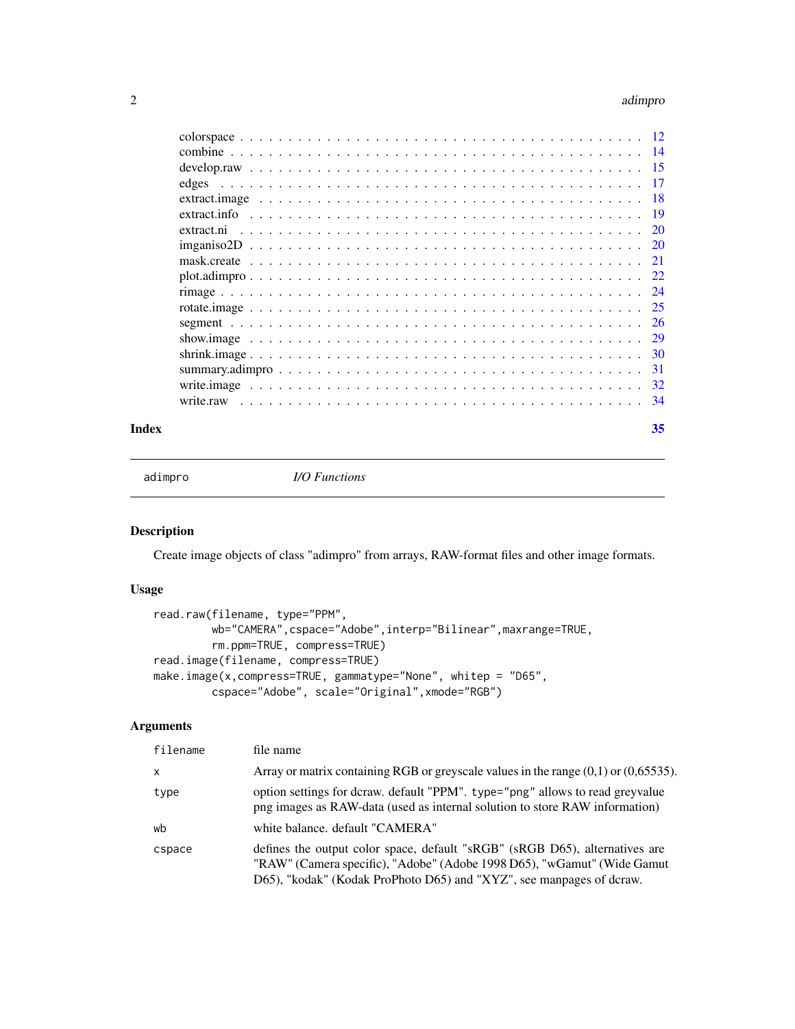| | |
|---|---|
| colorspace | 12 |
| combine | 14 |
| develop.raw | 15 |
| edges | 17 |
| extract.image | 18 |
| extract.info | 19 |
| extract.ni | 20 |
| imganiso2D | 20 |
| mask.create | 21 |
| plot.adimpro | 22 |
| rimage | 24 |
| rotate.image | 25 |
| segment | 26 |
| show.image | 29 |
| shrink.image | 30 |
| summary.adimpro | 31 |
| write.image | 32 |
| write.raw | 34 |

**Index** **35**

---

adimpro *I/O Functions*

---

## Description

Create image objects of class "adimpro" from arrays, RAW-format files and other image formats.

## Usage

```
read.raw(filename, type="PPM",
        wb="CAMERA",cspace="Adobe",interp="Bilinear",maxrange=TRUE,
        rm.ppm=TRUE, compress=TRUE)
read.image(filename, compress=TRUE)
make.image(x,compress=TRUE, gammatype="None", whitep = "D65",
        cspace="Adobe", scale="Original",xmode="RGB")
```

## Arguments

| | |
|---|---|
| `filename` | file name |
| `x` | Array or matrix containing RGB or greyscale values in the range (0,1) or (0,65535). |
| `type` | option settings for dcraw. default "PPM". `type="png"` allows to read greyvalue png images as RAW-data (used as internal solution to store RAW information) |
| `wb` | white balance. default "CAMERA" |
| `cspace` | defines the output color space, default "sRGB" (sRGB D65), alternatives are "RAW" (Camera specific), "Adobe" (Adobe 1998 D65), "wGamut" (Wide Gamut D65), "kodak" (Kodak ProPhoto D65) and "XYZ", see manpages of dcraw. |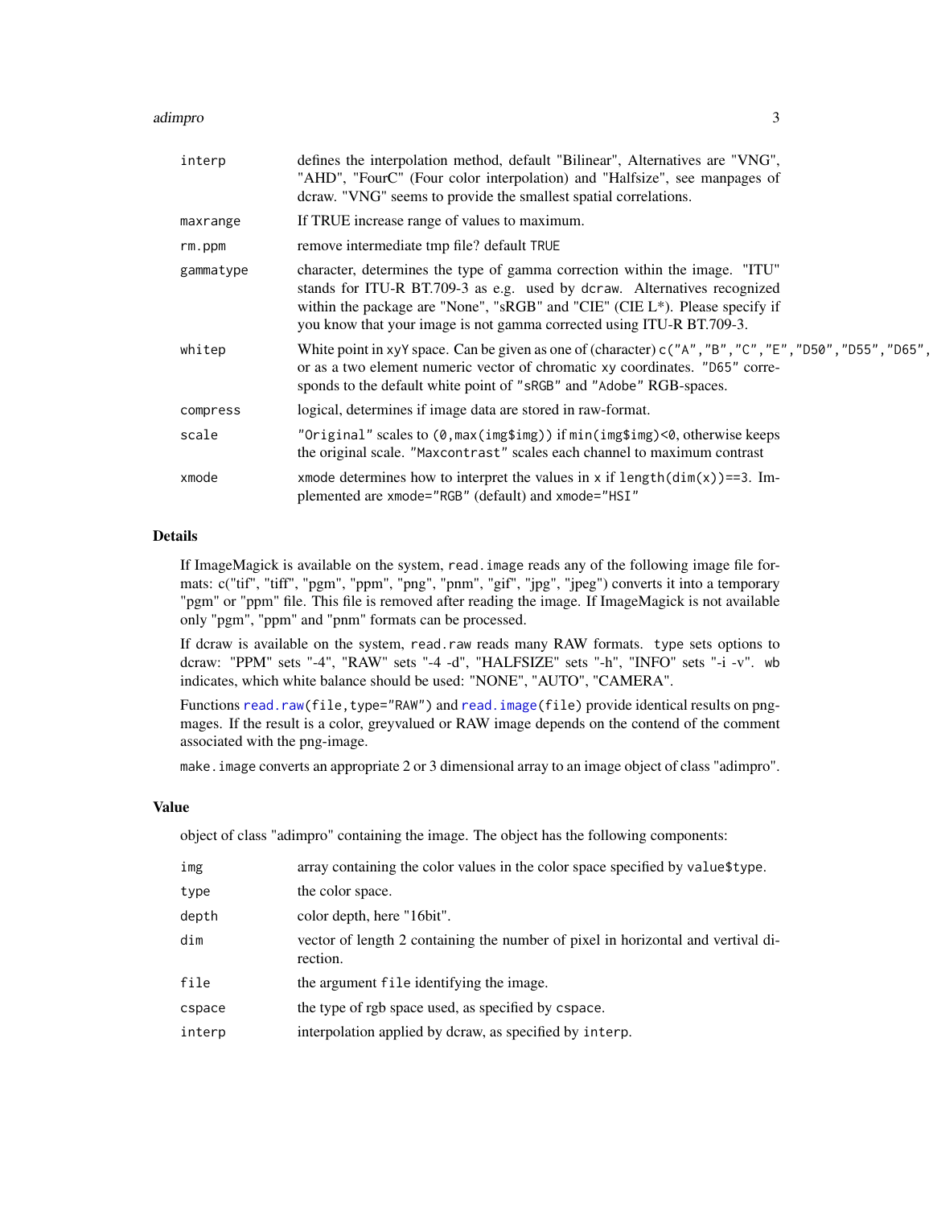| | |
|---|---|
| interp | defines the interpolation method, default "Bilinear", Alternatives are "VNG", "AHD", "FourC" (Four color interpolation) and "Halfsize", see manpages of dcraw. "VNG" seems to provide the smallest spatial correlations. |
| maxrange | If TRUE increase range of values to maximum. |
| rm.ppm | remove intermediate tmp file? default `TRUE` |
| gammatype | character, determines the type of gamma correction within the image. "ITU" stands for ITU-R BT.709-3 as e.g. used by `dcraw`. Alternatives recognized within the package are "None", "sRGB" and "CIE" (CIE L*). Please specify if you know that your image is not gamma corrected using ITU-R BT.709-3. |
| whitep | White point in `xyY` space. Can be given as one of (character) `c("A","B","C","E","D50","D55","D65",` or as a two element numeric vector of chromatic `xy` coordinates. `"D65"` corresponds to the default white point of `"sRGB"` and `"Adobe"` RGB-spaces. |
| compress | logical, determines if image data are stored in raw-format. |
| scale | `"Original"` scales to `(0,max(img$img))` if `min(img$img)<0`, otherwise keeps the original scale. `"Maxcontrast"` scales each channel to maximum contrast |
| xmode | `xmode` determines how to interpret the values in `x` if `length(dim(x))==3`. Implemented are `xmode="RGB"` (default) and `xmode="HSI"` |

## Details

If ImageMagick is available on the system, `read.image` reads any of the following image file formats: c("tif", "tiff", "pgm", "ppm", "png", "pnm", "gif", "jpg", "jpeg") converts it into a temporary "pgm" or "ppm" file. This file is removed after reading the image. If ImageMagick is not available only "pgm", "ppm" and "pnm" formats can be processed.

If dcraw is available on the system, `read.raw` reads many RAW formats. `type` sets options to dcraw: "PPM" sets "-4", "RAW" sets "-4 -d", "HALFSIZE" sets "-h", "INFO" sets "-i -v". `wb` indicates, which white balance should be used: "NONE", "AUTO", "CAMERA".

Functions `read.raw(file,type="RAW")` and `read.image(file)` provide identical results on pngmages. If the result is a color, greyvalued or RAW image depends on the contend of the comment associated with the png-image.

`make.image` converts an appropriate 2 or 3 dimensional array to an image object of class "adimpro".

## Value

object of class "adimpro" containing the image. The object has the following components:

| | |
|---|---|
| img | array containing the color values in the color space specified by `value$type`. |
| type | the color space. |
| depth | color depth, here "16bit". |
| dim | vector of length 2 containing the number of pixel in horizontal and vertival direction. |
| file | the argument `file` identifying the image. |
| cspace | the type of rgb space used, as specified by `cspace`. |
| interp | interpolation applied by dcraw, as specified by `interp`. |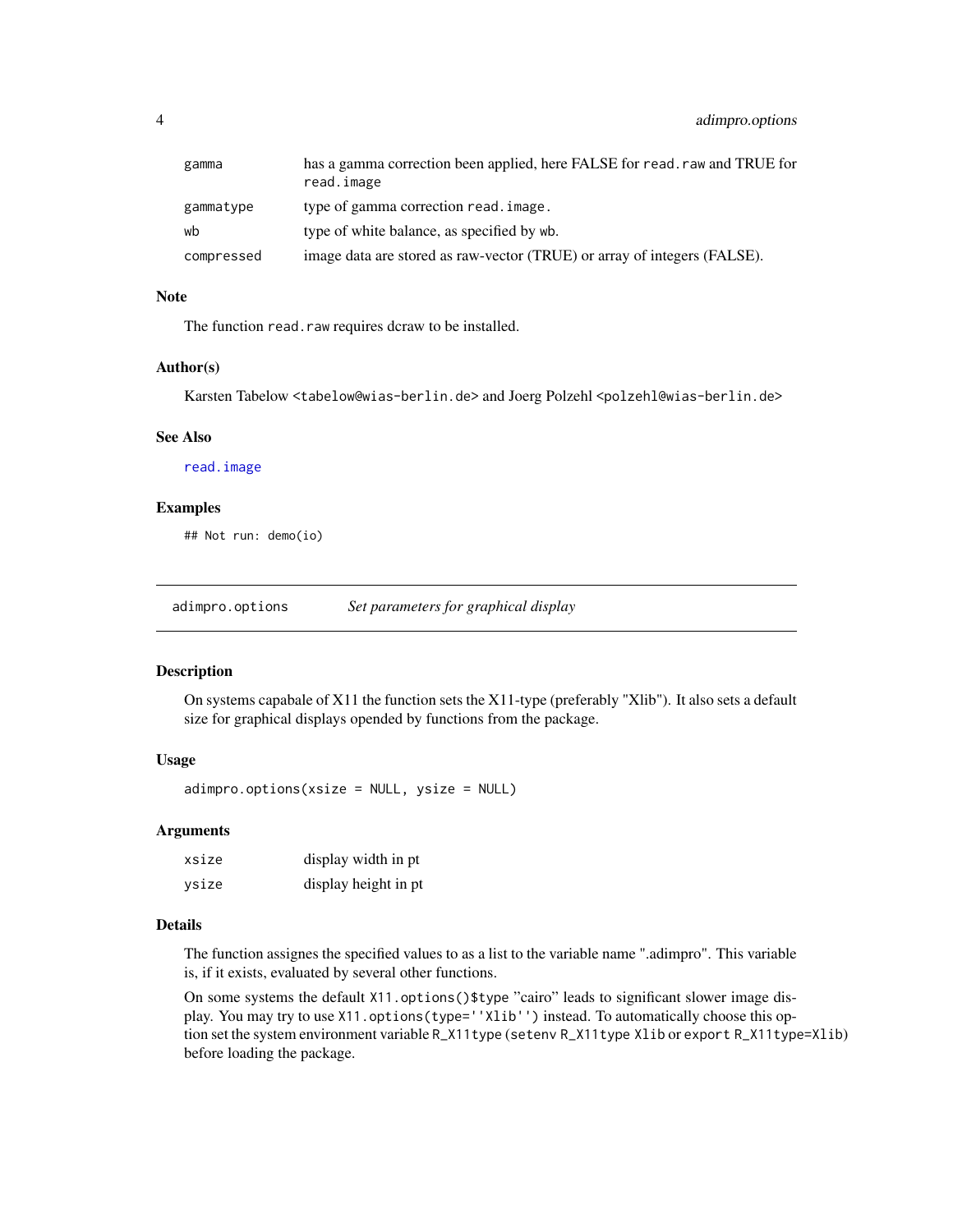| | |
|---|---|
| gamma | has a gamma correction been applied, here FALSE for `read.raw` and TRUE for `read.image` |
| gammatype | type of gamma correction `read.image`. |
| wb | type of white balance, as specified by `wb`. |
| compressed | image data are stored as raw-vector (TRUE) or array of integers (FALSE). |

### Note

The function `read.raw` requires dcraw to be installed.

### Author(s)

Karsten Tabelow <tabelow@wias-berlin.de> and Joerg Polzehl <polzehl@wias-berlin.de>

### See Also

`read.image`

### Examples

```
## Not run: demo(io)
```

---

## adimpro.options — *Set parameters for graphical display*

### Description

On systems capabale of X11 the function sets the X11-type (preferably "Xlib"). It also sets a default size for graphical displays opended by functions from the package.

### Usage

```
adimpro.options(xsize = NULL, ysize = NULL)
```

### Arguments

| | |
|---|---|
| xsize | display width in pt |
| ysize | display height in pt |

### Details

The function assignes the specified values to as a list to the variable name ".adimpro". This variable is, if it exists, evaluated by several other functions.

On some systems the default `X11.options()$type` "cairo" leads to significant slower image display. You may try to use `X11.options(type=''Xlib'')` instead. To automatically choose this option set the system environment variable `R_X11type` (`setenv R_X11type Xlib` or `export R_X11type=Xlib`) before loading the package.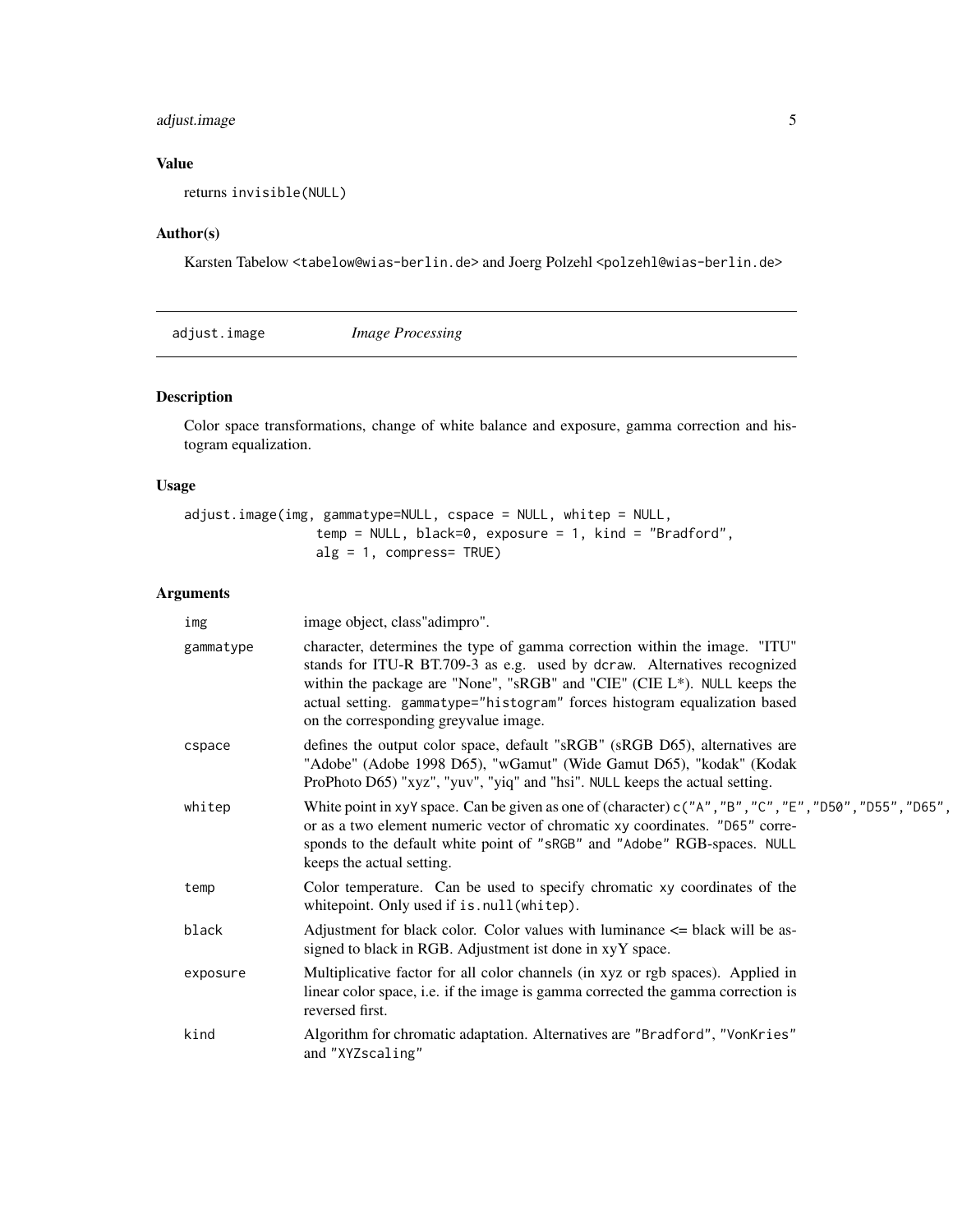## Value

returns invisible(NULL)

## Author(s)

Karsten Tabelow <tabelow@wias-berlin.de> and Joerg Polzehl <polzehl@wias-berlin.de>

---

# adjust.image *Image Processing*

---

## Description

Color space transformations, change of white balance and exposure, gamma correction and histogram equalization.

## Usage

```
adjust.image(img, gammatype=NULL, cspace = NULL, whitep = NULL,
              temp = NULL, black=0, exposure = 1, kind = "Bradford",
              alg = 1, compress= TRUE)
```

## Arguments

| | |
|---|---|
| img | image object, class"adimpro". |
| gammatype | character, determines the type of gamma correction within the image. "ITU" stands for ITU-R BT.709-3 as e.g. used by dcraw. Alternatives recognized within the package are "None", "sRGB" and "CIE" (CIE L*). NULL keeps the actual setting. gammatype="histogram" forces histogram equalization based on the corresponding greyvalue image. |
| cspace | defines the output color space, default "sRGB" (sRGB D65), alternatives are "Adobe" (Adobe 1998 D65), "wGamut" (Wide Gamut D65), "kodak" (Kodak ProPhoto D65) "xyz", "yuv", "yiq" and "hsi". NULL keeps the actual setting. |
| whitep | White point in xyY space. Can be given as one of (character) c("A","B","C","E","D50","D55","D65", or as a two element numeric vector of chromatic xy coordinates. "D65" corresponds to the default white point of "sRGB" and "Adobe" RGB-spaces. NULL keeps the actual setting. |
| temp | Color temperature. Can be used to specify chromatic xy coordinates of the whitepoint. Only used if is.null(whitep). |
| black | Adjustment for black color. Color values with luminance <= black will be assigned to black in RGB. Adjustment ist done in xyY space. |
| exposure | Multiplicative factor for all color channels (in xyz or rgb spaces). Applied in linear color space, i.e. if the image is gamma corrected the gamma correction is reversed first. |
| kind | Algorithm for chromatic adaptation. Alternatives are "Bradford", "VonKries" and "XYZscaling" |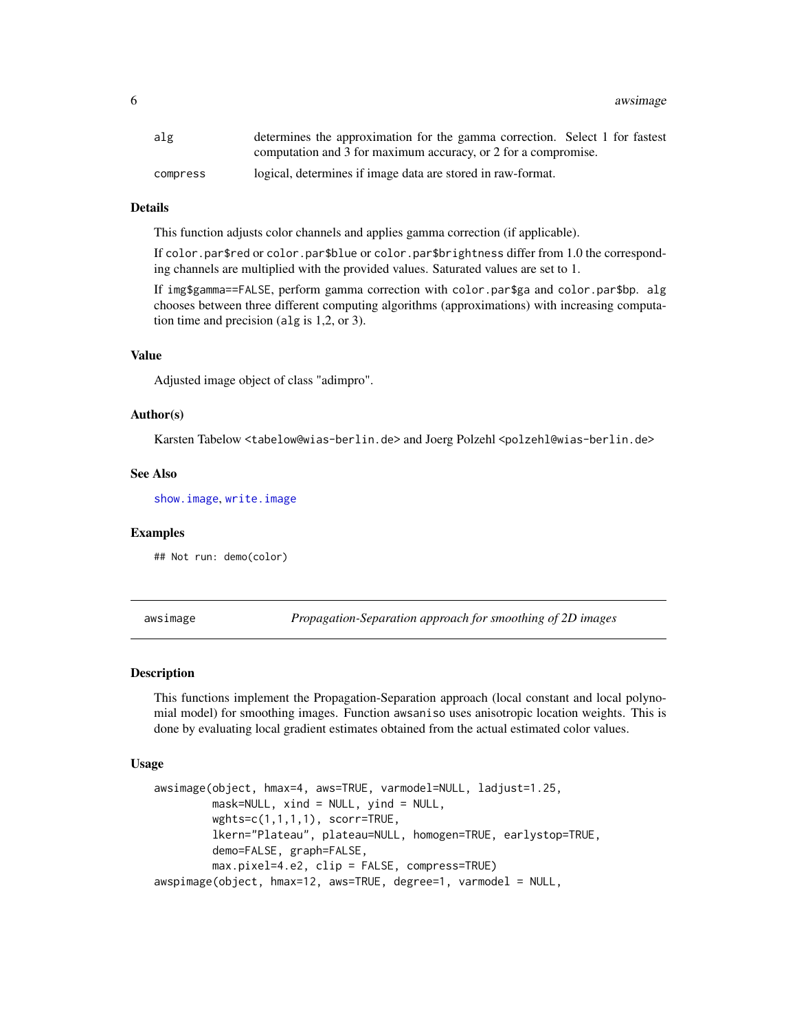| | |
|---|---|
| alg | determines the approximation for the gamma correction. Select 1 for fastest computation and 3 for maximum accuracy, or 2 for a compromise. |
| compress | logical, determines if image data are stored in raw-format. |

### Details

This function adjusts color channels and applies gamma correction (if applicable).

If `color.par$red` or `color.par$blue` or `color.par$brightness` differ from 1.0 the corresponding channels are multiplied with the provided values. Saturated values are set to 1.

If `img$gamma==FALSE`, perform gamma correction with `color.par$ga` and `color.par$bp`. `alg` chooses between three different computing algorithms (approximations) with increasing computation time and precision (`alg` is 1,2, or 3).

### Value

Adjusted image object of class "adimpro".

### Author(s)

Karsten Tabelow <tabelow@wias-berlin.de> and Joerg Polzehl <polzehl@wias-berlin.de>

### See Also

show.image, write.image

### Examples

```
## Not run: demo(color)
```

---

## awsimage — *Propagation-Separation approach for smoothing of 2D images*

### Description

This functions implement the Propagation-Separation approach (local constant and local polynomial model) for smoothing images. Function `awsaniso` uses anisotropic location weights. This is done by evaluating local gradient estimates obtained from the actual estimated color values.

### Usage

```
awsimage(object, hmax=4, aws=TRUE, varmodel=NULL, ladjust=1.25,
         mask=NULL, xind = NULL, yind = NULL,
         wghts=c(1,1,1,1), scorr=TRUE,
         lkern="Plateau", plateau=NULL, homogen=TRUE, earlystop=TRUE,
         demo=FALSE, graph=FALSE,
         max.pixel=4.e2, clip = FALSE, compress=TRUE)
awspimage(object, hmax=12, aws=TRUE, degree=1, varmodel = NULL,
```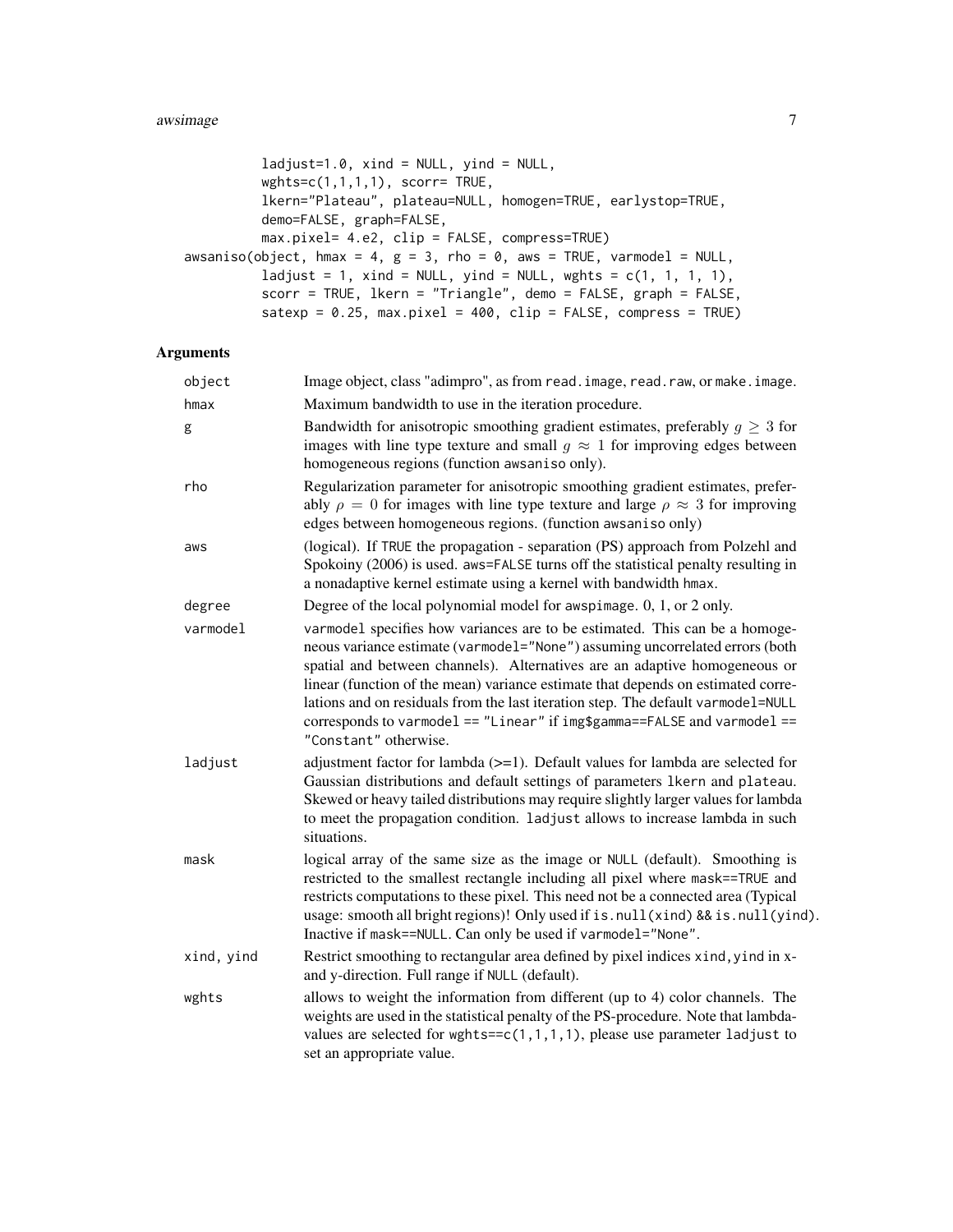```
          ladjust=1.0, xind = NULL, yind = NULL,
          wghts=c(1,1,1,1), scorr= TRUE,
          lkern="Plateau", plateau=NULL, homogen=TRUE, earlystop=TRUE,
          demo=FALSE, graph=FALSE,
          max.pixel= 4.e2, clip = FALSE, compress=TRUE)
awsaniso(object, hmax = 4, g = 3, rho = 0, aws = TRUE, varmodel = NULL,
          ladjust = 1, xind = NULL, yind = NULL, wghts = c(1, 1, 1, 1),
          scorr = TRUE, lkern = "Triangle", demo = FALSE, graph = FALSE,
          satexp = 0.25, max.pixel = 400, clip = FALSE, compress = TRUE)
```

## Arguments

| | |
|---|---|
| `object` | Image object, class "adimpro", as from `read.image`, `read.raw`, or `make.image`. |
| `hmax` | Maximum bandwidth to use in the iteration procedure. |
| `g` | Bandwidth for anisotropic smoothing gradient estimates, preferably $g \geq 3$ for images with line type texture and small $g \approx 1$ for improving edges between homogeneous regions (function `awsaniso` only). |
| `rho` | Regularization parameter for anisotropic smoothing gradient estimates, preferably $\rho = 0$ for images with line type texture and large $\rho \approx 3$ for improving edges between homogeneous regions. (function `awsaniso` only) |
| `aws` | (logical). If `TRUE` the propagation - separation (PS) approach from Polzehl and Spokoiny (2006) is used. `aws=FALSE` turns off the statistical penalty resulting in a nonadaptive kernel estimate using a kernel with bandwidth `hmax`. |
| `degree` | Degree of the local polynomial model for `awspimage`. 0, 1, or 2 only. |
| `varmodel` | `varmodel` specifies how variances are to be estimated. This can be a homogeneous variance estimate (`varmodel="None"`) assuming uncorrelated errors (both spatial and between channels). Alternatives are an adaptive homogeneous or linear (function of the mean) variance estimate that depends on estimated correlations and on residuals from the last iteration step. The default `varmodel=NULL` corresponds to `varmodel == "Linear"` if `img$gamma==FALSE` and `varmodel == "Constant"` otherwise. |
| `ladjust` | adjustment factor for lambda (>=1). Default values for lambda are selected for Gaussian distributions and default settings of parameters `lkern` and `plateau`. Skewed or heavy tailed distributions may require slightly larger values for lambda to meet the propagation condition. `ladjust` allows to increase lambda in such situations. |
| `mask` | logical array of the same size as the image or `NULL` (default). Smoothing is restricted to the smallest rectangle including all pixel where `mask==TRUE` and restricts computations to these pixel. This need not be a connected area (Typical usage: smooth all bright regions)! Only used if `is.null(xind) && is.null(yind)`. Inactive if `mask==NULL`. Can only be used if `varmodel="None"`. |
| `xind, yind` | Restrict smoothing to rectangular area defined by pixel indices `xind,yind` in x- and y-direction. Full range if `NULL` (default). |
| `wghts` | allows to weight the information from different (up to 4) color channels. The weights are used in the statistical penalty of the PS-procedure. Note that lambda-values are selected for `wghts==c(1,1,1,1)`, please use parameter `ladjust` to set an appropriate value. |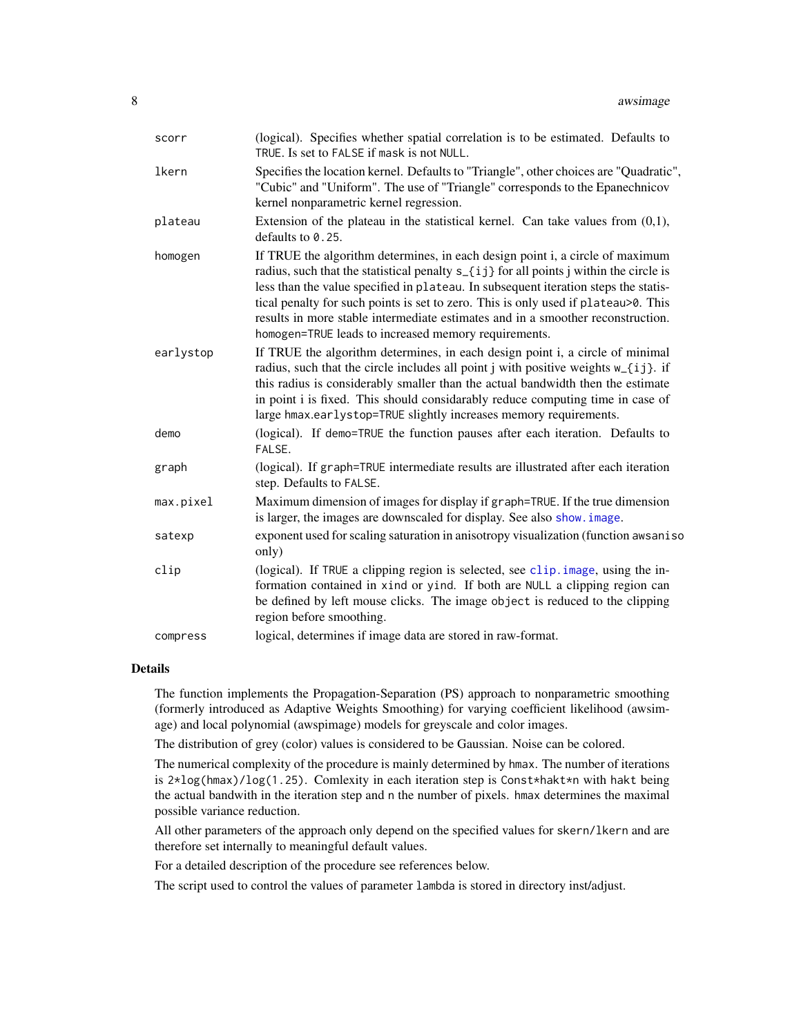| | |
|---|---|
| scorr | (logical). Specifies whether spatial correlation is to be estimated. Defaults to TRUE. Is set to FALSE if mask is not NULL. |
| lkern | Specifies the location kernel. Defaults to "Triangle", other choices are "Quadratic", "Cubic" and "Uniform". The use of "Triangle" corresponds to the Epanechnicov kernel nonparametric kernel regression. |
| plateau | Extension of the plateau in the statistical kernel. Can take values from (0,1), defaults to 0.25. |
| homogen | If TRUE the algorithm determines, in each design point i, a circle of maximum radius, such that the statistical penalty s_{ij} for all points j within the circle is less than the value specified in plateau. In subsequent iteration steps the statistical penalty for such points is set to zero. This is only used if plateau>0. This results in more stable intermediate estimates and in a smoother reconstruction. homogen=TRUE leads to increased memory requirements. |
| earlystop | If TRUE the algorithm determines, in each design point i, a circle of minimal radius, such that the circle includes all point j with positive weights w_{ij}. if this radius is considerably smaller than the actual bandwidth then the estimate in point i is fixed. This should considarably reduce computing time in case of large hmax.earlystop=TRUE slightly increases memory requirements. |
| demo | (logical). If demo=TRUE the function pauses after each iteration. Defaults to FALSE. |
| graph | (logical). If graph=TRUE intermediate results are illustrated after each iteration step. Defaults to FALSE. |
| max.pixel | Maximum dimension of images for display if graph=TRUE. If the true dimension is larger, the images are downscaled for display. See also show.image. |
| satexp | exponent used for scaling saturation in anisotropy visualization (function awsaniso only) |
| clip | (logical). If TRUE a clipping region is selected, see clip.image, using the information contained in xind or yind. If both are NULL a clipping region can be defined by left mouse clicks. The image object is reduced to the clipping region before smoothing. |
| compress | logical, determines if image data are stored in raw-format. |

### Details

The function implements the Propagation-Separation (PS) approach to nonparametric smoothing (formerly introduced as Adaptive Weights Smoothing) for varying coefficient likelihood (awsimage) and local polynomial (awspimage) models for greyscale and color images.

The distribution of grey (color) values is considered to be Gaussian. Noise can be colored.

The numerical complexity of the procedure is mainly determined by hmax. The number of iterations is 2*log(hmax)/log(1.25). Comlexity in each iteration step is Const*hakt*n with hakt being the actual bandwith in the iteration step and n the number of pixels. hmax determines the maximal possible variance reduction.

All other parameters of the approach only depend on the specified values for skern/lkern and are therefore set internally to meaningful default values.

For a detailed description of the procedure see references below.

The script used to control the values of parameter lambda is stored in directory inst/adjust.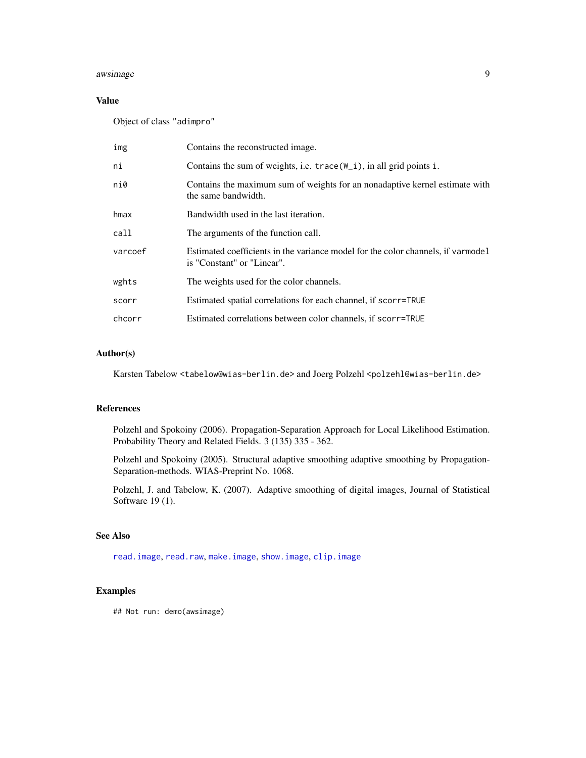## Value

Object of class "adimpro"

| | |
|---|---|
| img | Contains the reconstructed image. |
| ni | Contains the sum of weights, i.e. `trace(W_i)`, in all grid points `i`. |
| ni0 | Contains the maximum sum of weights for an nonadaptive kernel estimate with the same bandwidth. |
| hmax | Bandwidth used in the last iteration. |
| call | The arguments of the function call. |
| varcoef | Estimated coefficients in the variance model for the color channels, if `varmodel` is "Constant" or "Linear". |
| wghts | The weights used for the color channels. |
| scorr | Estimated spatial correlations for each channel, if `scorr=TRUE` |
| chcorr | Estimated correlations between color channels, if `scorr=TRUE` |

## Author(s)

Karsten Tabelow <tabelow@wias-berlin.de> and Joerg Polzehl <polzehl@wias-berlin.de>

## References

Polzehl and Spokoiny (2006). Propagation-Separation Approach for Local Likelihood Estimation. Probability Theory and Related Fields. 3 (135) 335 - 362.

Polzehl and Spokoiny (2005). Structural adaptive smoothing adaptive smoothing by Propagation-Separation-methods. WIAS-Preprint No. 1068.

Polzehl, J. and Tabelow, K. (2007). Adaptive smoothing of digital images, Journal of Statistical Software 19 (1).

## See Also

`read.image`, `read.raw`, `make.image`, `show.image`, `clip.image`

## Examples

```
## Not run: demo(awsimage)
```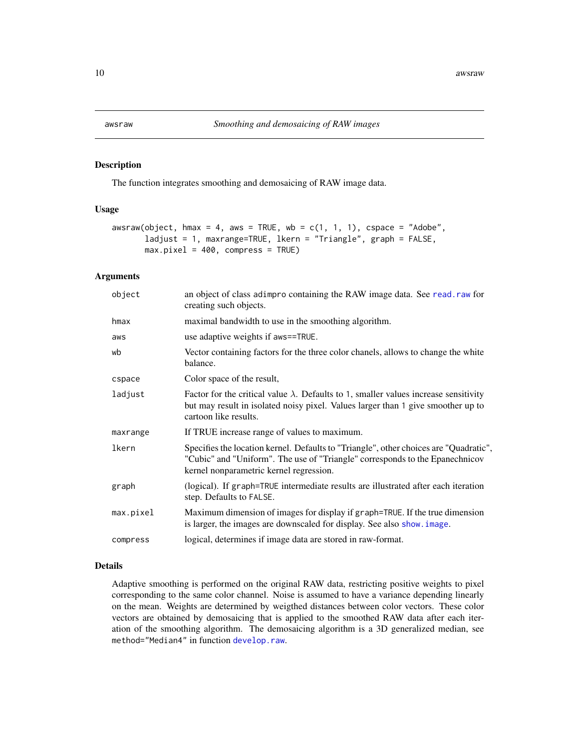## awsraw — *Smoothing and demosaicing of RAW images*

### Description

The function integrates smoothing and demosaicing of RAW image data.

### Usage

```
awsraw(object, hmax = 4, aws = TRUE, wb = c(1, 1, 1), cspace = "Adobe",
       ladjust = 1, maxrange=TRUE, lkern = "Triangle", graph = FALSE,
       max.pixel = 400, compress = TRUE)
```

### Arguments

| Argument | Description |
|---|---|
| `object` | an object of class `adimpro` containing the RAW image data. See `read.raw` for creating such objects. |
| `hmax` | maximal bandwidth to use in the smoothing algorithm. |
| `aws` | use adaptive weights if `aws==TRUE`. |
| `wb` | Vector containing factors for the three color chanels, allows to change the white balance. |
| `cspace` | Color space of the result, |
| `ladjust` | Factor for the critical value $\lambda$. Defaults to `1`, smaller values increase sensitivity but may result in isolated noisy pixel. Values larger than `1` give smoother up to cartoon like results. |
| `maxrange` | If TRUE increase range of values to maximum. |
| `lkern` | Specifies the location kernel. Defaults to "Triangle", other choices are "Quadratic", "Cubic" and "Uniform". The use of "Triangle" corresponds to the Epanechnicov kernel nonparametric kernel regression. |
| `graph` | (logical). If `graph=TRUE` intermediate results are illustrated after each iteration step. Defaults to `FALSE`. |
| `max.pixel` | Maximum dimension of images for display if `graph=TRUE`. If the true dimension is larger, the images are downscaled for display. See also `show.image`. |
| `compress` | logical, determines if image data are stored in raw-format. |

### Details

Adaptive smoothing is performed on the original RAW data, restricting positive weights to pixel corresponding to the same color channel. Noise is assumed to have a variance depending linearly on the mean. Weights are determined by weigthed distances between color vectors. These color vectors are obtained by demosaicing that is applied to the smoothed RAW data after each iteration of the smoothing algorithm. The demosaicing algorithm is a 3D generalized median, see `method="Median4"` in function `develop.raw`.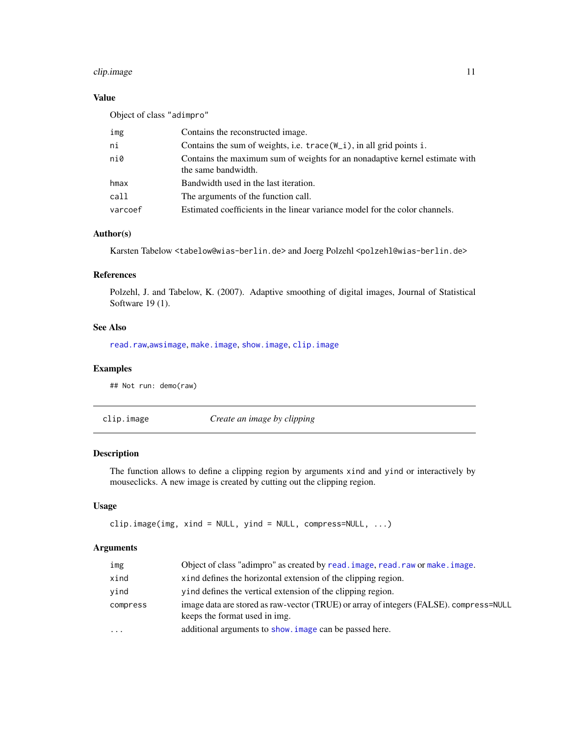### Value

Object of class "adimpro"

| | |
|---|---|
| img | Contains the reconstructed image. |
| ni | Contains the sum of weights, i.e. trace(W_i), in all grid points i. |
| ni0 | Contains the maximum sum of weights for an nonadaptive kernel estimate with the same bandwidth. |
| hmax | Bandwidth used in the last iteration. |
| call | The arguments of the function call. |
| varcoef | Estimated coefficients in the linear variance model for the color channels. |

### Author(s)

Karsten Tabelow <tabelow@wias-berlin.de> and Joerg Polzehl <polzehl@wias-berlin.de>

### References

Polzehl, J. and Tabelow, K. (2007). Adaptive smoothing of digital images, Journal of Statistical Software 19 (1).

### See Also

read.raw,awsimage, make.image, show.image, clip.image

### Examples

```
## Not run: demo(raw)
```

---

## clip.image — *Create an image by clipping*

### Description

The function allows to define a clipping region by arguments xind and yind or interactively by mouseclicks. A new image is created by cutting out the clipping region.

### Usage

```
clip.image(img, xind = NULL, yind = NULL, compress=NULL, ...)
```

### Arguments

| | |
|---|---|
| img | Object of class "adimpro" as created by read.image, read.raw or make.image. |
| xind | xind defines the horizontal extension of the clipping region. |
| yind | yind defines the vertical extension of the clipping region. |
| compress | image data are stored as raw-vector (TRUE) or array of integers (FALSE). compress=NULL keeps the format used in img. |
| ... | additional arguments to show.image can be passed here. |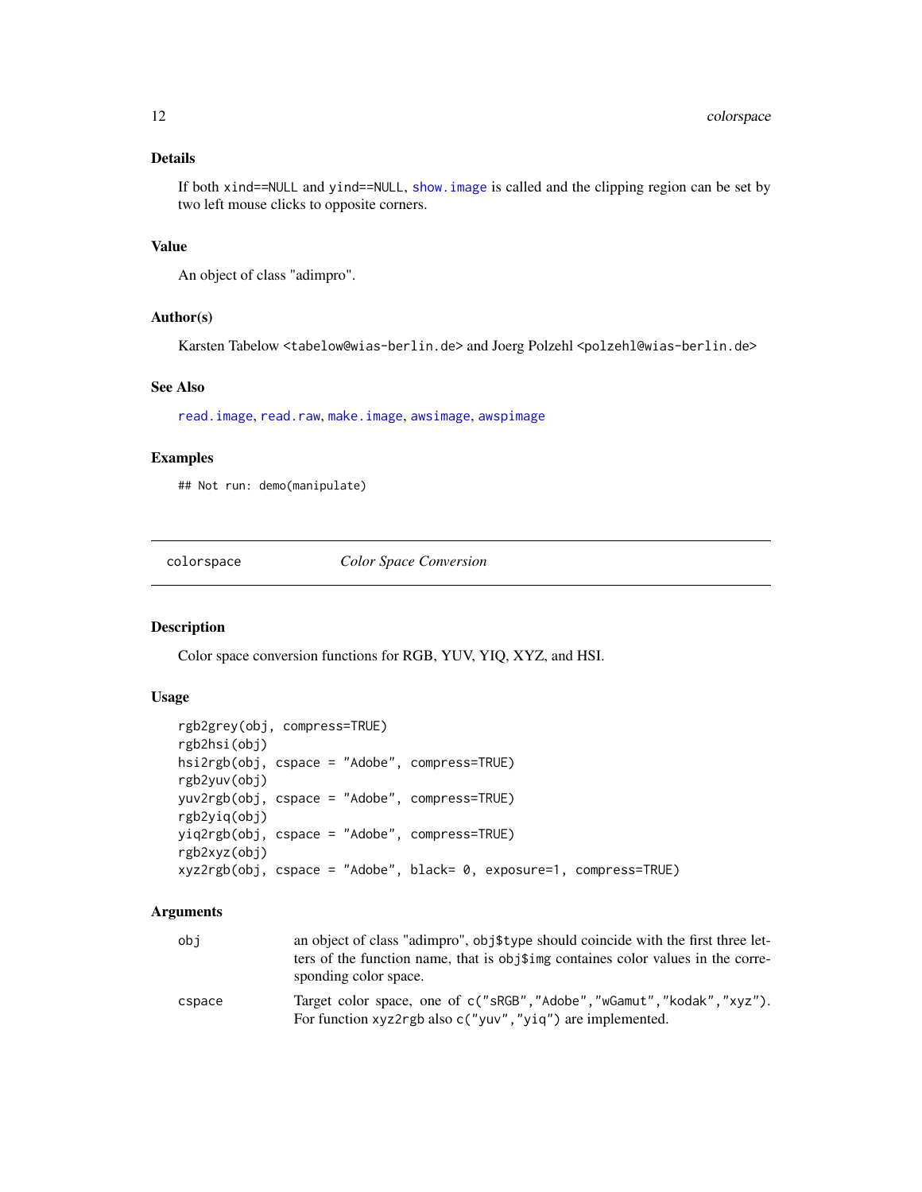### Details

If both xind==NULL and yind==NULL, show.image is called and the clipping region can be set by two left mouse clicks to opposite corners.

### Value

An object of class "adimpro".

### Author(s)

Karsten Tabelow <tabelow@wias-berlin.de> and Joerg Polzehl <polzehl@wias-berlin.de>

### See Also

read.image, read.raw, make.image, awsimage, awspimage

### Examples

```
## Not run: demo(manipulate)
```

---

## colorspace — *Color Space Conversion*

---

### Description

Color space conversion functions for RGB, YUV, YIQ, XYZ, and HSI.

### Usage

```
rgb2grey(obj, compress=TRUE)
rgb2hsi(obj)
hsi2rgb(obj, cspace = "Adobe", compress=TRUE)
rgb2yuv(obj)
yuv2rgb(obj, cspace = "Adobe", compress=TRUE)
rgb2yiq(obj)
yiq2rgb(obj, cspace = "Adobe", compress=TRUE)
rgb2xyz(obj)
xyz2rgb(obj, cspace = "Adobe", black= 0, exposure=1, compress=TRUE)
```

### Arguments

| | |
|---|---|
| obj | an object of class "adimpro", obj$type should coincide with the first three letters of the function name, that is obj$img containes color values in the corresponding color space. |
| cspace | Target color space, one of c("sRGB","Adobe","wGamut","kodak","xyz"). For function xyz2rgb also c("yuv","yiq") are implemented. |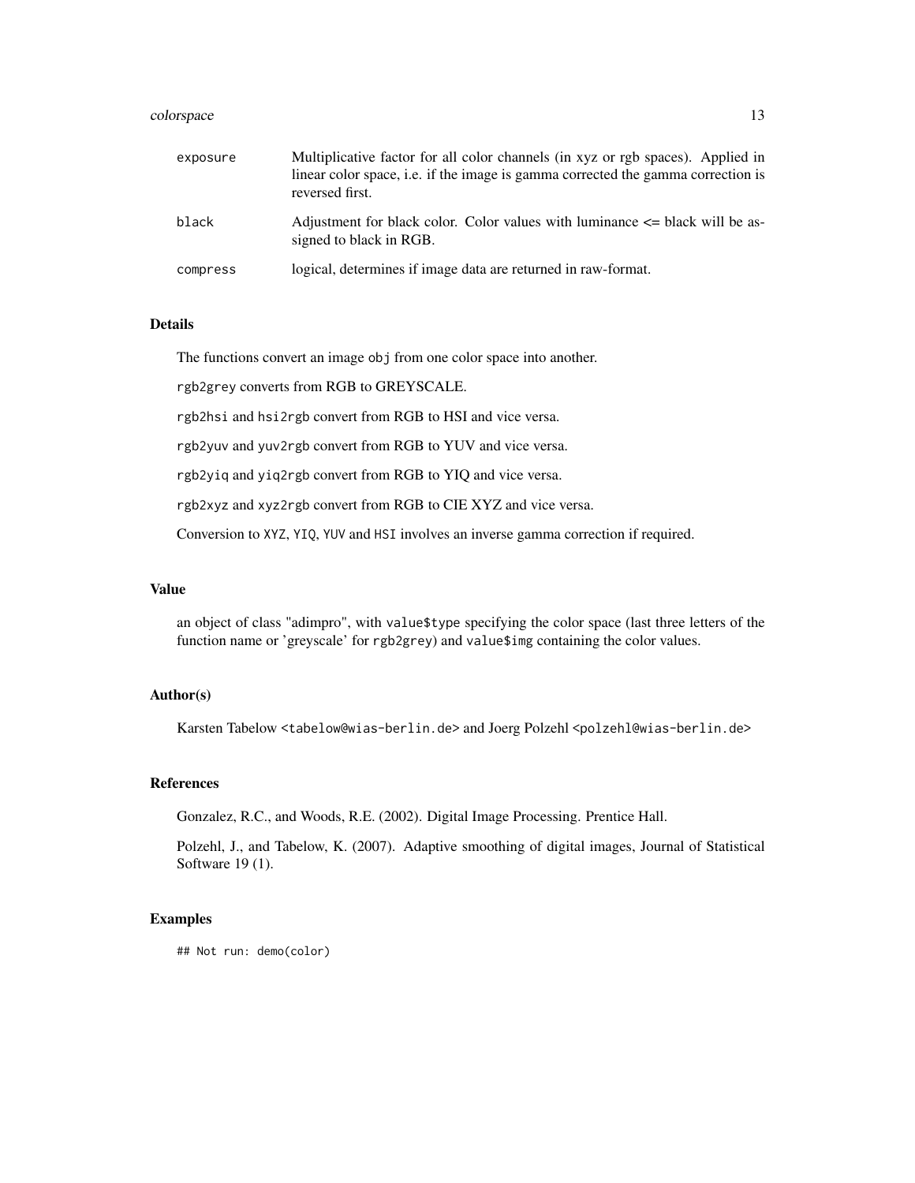| | |
|---|---|
| `exposure` | Multiplicative factor for all color channels (in xyz or rgb spaces). Applied in linear color space, i.e. if the image is gamma corrected the gamma correction is reversed first. |
| `black` | Adjustment for black color. Color values with luminance <= black will be assigned to black in RGB. |
| `compress` | logical, determines if image data are returned in raw-format. |

### Details

The functions convert an image `obj` from one color space into another.

`rgb2grey` converts from RGB to GREYSCALE.

`rgb2hsi` and `hsi2rgb` convert from RGB to HSI and vice versa.

`rgb2yuv` and `yuv2rgb` convert from RGB to YUV and vice versa.

`rgb2yiq` and `yiq2rgb` convert from RGB to YIQ and vice versa.

`rgb2xyz` and `xyz2rgb` convert from RGB to CIE XYZ and vice versa.

Conversion to `XYZ`, `YIQ`, `YUV` and `HSI` involves an inverse gamma correction if required.

### Value

an object of class "adimpro", with `value$type` specifying the color space (last three letters of the function name or 'greyscale' for `rgb2grey`) and `value$img` containing the color values.

### Author(s)

Karsten Tabelow <tabelow@wias-berlin.de> and Joerg Polzehl <polzehl@wias-berlin.de>

### References

Gonzalez, R.C., and Woods, R.E. (2002). Digital Image Processing. Prentice Hall.

Polzehl, J., and Tabelow, K. (2007). Adaptive smoothing of digital images, Journal of Statistical Software 19 (1).

### Examples

```
## Not run: demo(color)
```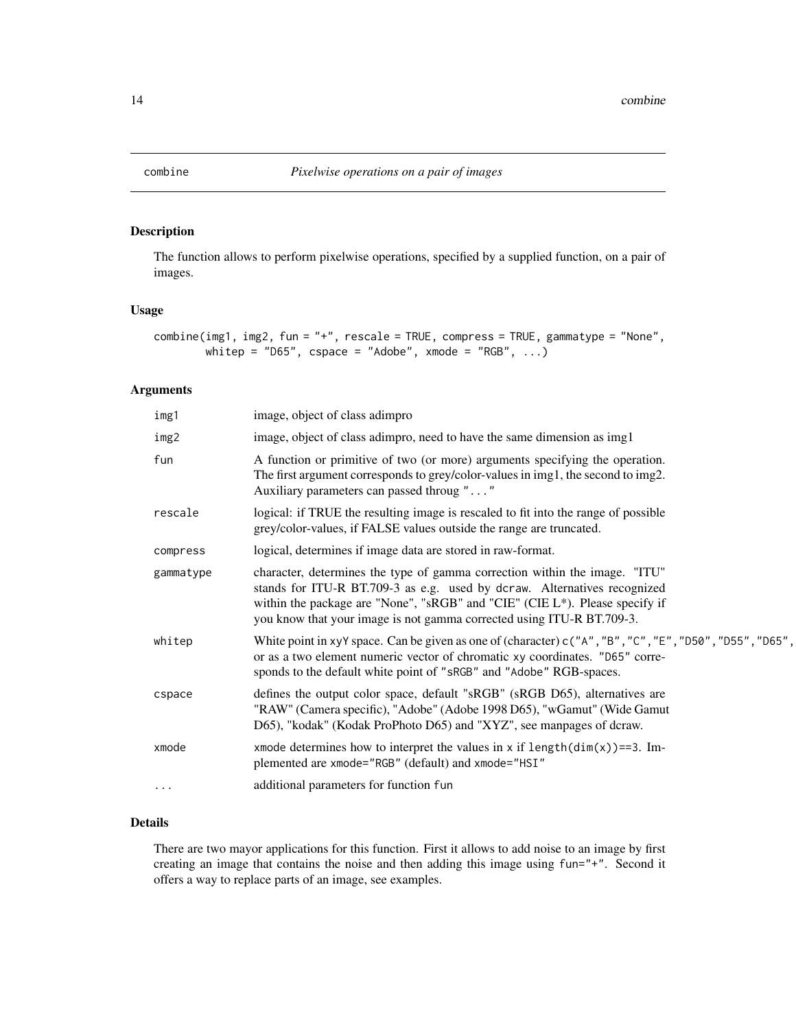# combine *Pixelwise operations on a pair of images*

## Description

The function allows to perform pixelwise operations, specified by a supplied function, on a pair of images.

## Usage

```
combine(img1, img2, fun = "+", rescale = TRUE, compress = TRUE, gammatype = "None",
        whitep = "D65", cspace = "Adobe", xmode = "RGB", ...)
```

## Arguments

| | |
|---|---|
| img1 | image, object of class adimpro |
| img2 | image, object of class adimpro, need to have the same dimension as img1 |
| fun | A function or primitive of two (or more) arguments specifying the operation. The first argument corresponds to grey/color-values in img1, the second to img2. Auxiliary parameters can passed throug "..." |
| rescale | logical: if TRUE the resulting image is rescaled to fit into the range of possible grey/color-values, if FALSE values outside the range are truncated. |
| compress | logical, determines if image data are stored in raw-format. |
| gammatype | character, determines the type of gamma correction within the image. "ITU" stands for ITU-R BT.709-3 as e.g. used by dcraw. Alternatives recognized within the package are "None", "sRGB" and "CIE" (CIE L*). Please specify if you know that your image is not gamma corrected using ITU-R BT.709-3. |
| whitep | White point in xyY space. Can be given as one of (character) c("A","B","C","E","D50","D55","D65", or as a two element numeric vector of chromatic xy coordinates. "D65" corresponds to the default white point of "sRGB" and "Adobe" RGB-spaces. |
| cspace | defines the output color space, default "sRGB" (sRGB D65), alternatives are "RAW" (Camera specific), "Adobe" (Adobe 1998 D65), "wGamut" (Wide Gamut D65), "kodak" (Kodak ProPhoto D65) and "XYZ", see manpages of dcraw. |
| xmode | xmode determines how to interpret the values in x if length(dim(x))==3. Implemented are xmode="RGB" (default) and xmode="HSI" |
| ... | additional parameters for function fun |

## Details

There are two mayor applications for this function. First it allows to add noise to an image by first creating an image that contains the noise and then adding this image using fun="+". Second it offers a way to replace parts of an image, see examples.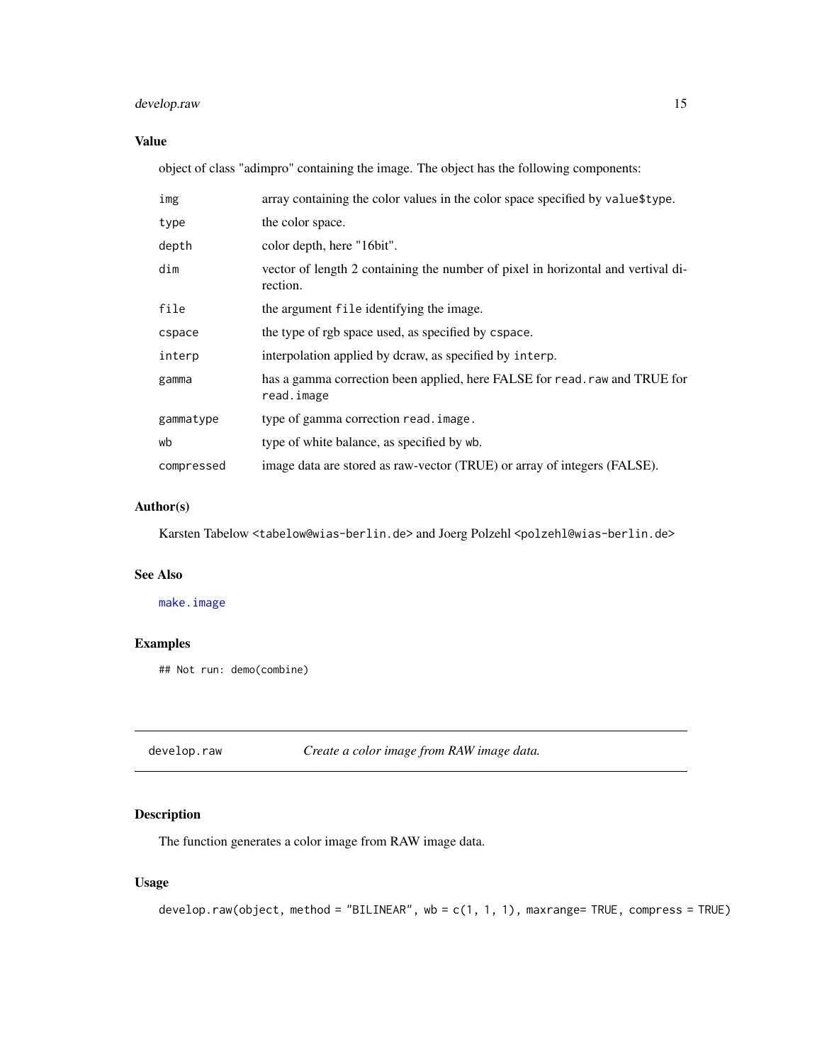## Value

object of class "adimpro" containing the image. The object has the following components:

| | |
|---|---|
| `img` | array containing the color values in the color space specified by `value$type`. |
| `type` | the color space. |
| `depth` | color depth, here "16bit". |
| `dim` | vector of length 2 containing the number of pixel in horizontal and vertival direction. |
| `file` | the argument `file` identifying the image. |
| `cspace` | the type of rgb space used, as specified by `cspace`. |
| `interp` | interpolation applied by dcraw, as specified by `interp`. |
| `gamma` | has a gamma correction been applied, here FALSE for `read.raw` and TRUE for `read.image` |
| `gammatype` | type of gamma correction `read.image`. |
| `wb` | type of white balance, as specified by `wb`. |
| `compressed` | image data are stored as raw-vector (TRUE) or array of integers (FALSE). |

## Author(s)

Karsten Tabelow <tabelow@wias-berlin.de> and Joerg Polzehl <polzehl@wias-berlin.de>

## See Also

`make.image`

## Examples

```
## Not run: demo(combine)
```

---

# develop.raw *Create a color image from RAW image data.*

## Description

The function generates a color image from RAW image data.

## Usage

```
develop.raw(object, method = "BILINEAR", wb = c(1, 1, 1), maxrange= TRUE, compress = TRUE)
```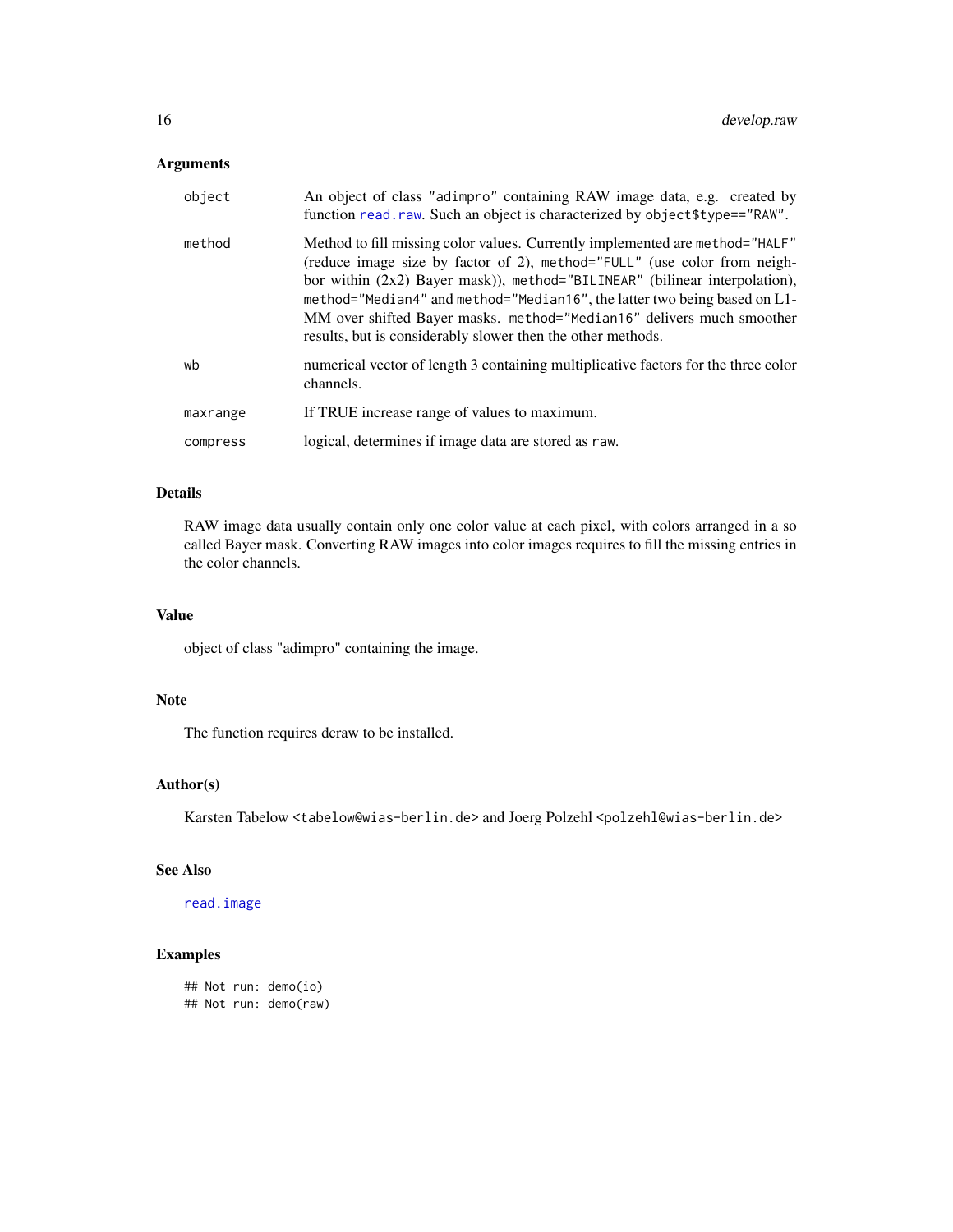## Arguments

| | |
|---|---|
| object | An object of class "adimpro" containing RAW image data, e.g. created by function read.raw. Such an object is characterized by object$type=="RAW". |
| method | Method to fill missing color values. Currently implemented are method="HALF" (reduce image size by factor of 2), method="FULL" (use color from neighbor within (2x2) Bayer mask)), method="BILINEAR" (bilinear interpolation), method="Median4" and method="Median16", the latter two being based on L1-MM over shifted Bayer masks. method="Median16" delivers much smoother results, but is considerably slower then the other methods. |
| wb | numerical vector of length 3 containing multiplicative factors for the three color channels. |
| maxrange | If TRUE increase range of values to maximum. |
| compress | logical, determines if image data are stored as raw. |

## Details

RAW image data usually contain only one color value at each pixel, with colors arranged in a so called Bayer mask. Converting RAW images into color images requires to fill the missing entries in the color channels.

## Value

object of class "adimpro" containing the image.

## Note

The function requires dcraw to be installed.

## Author(s)

Karsten Tabelow <tabelow@wias-berlin.de> and Joerg Polzehl <polzehl@wias-berlin.de>

## See Also

read.image

## Examples

```
## Not run: demo(io)
## Not run: demo(raw)
```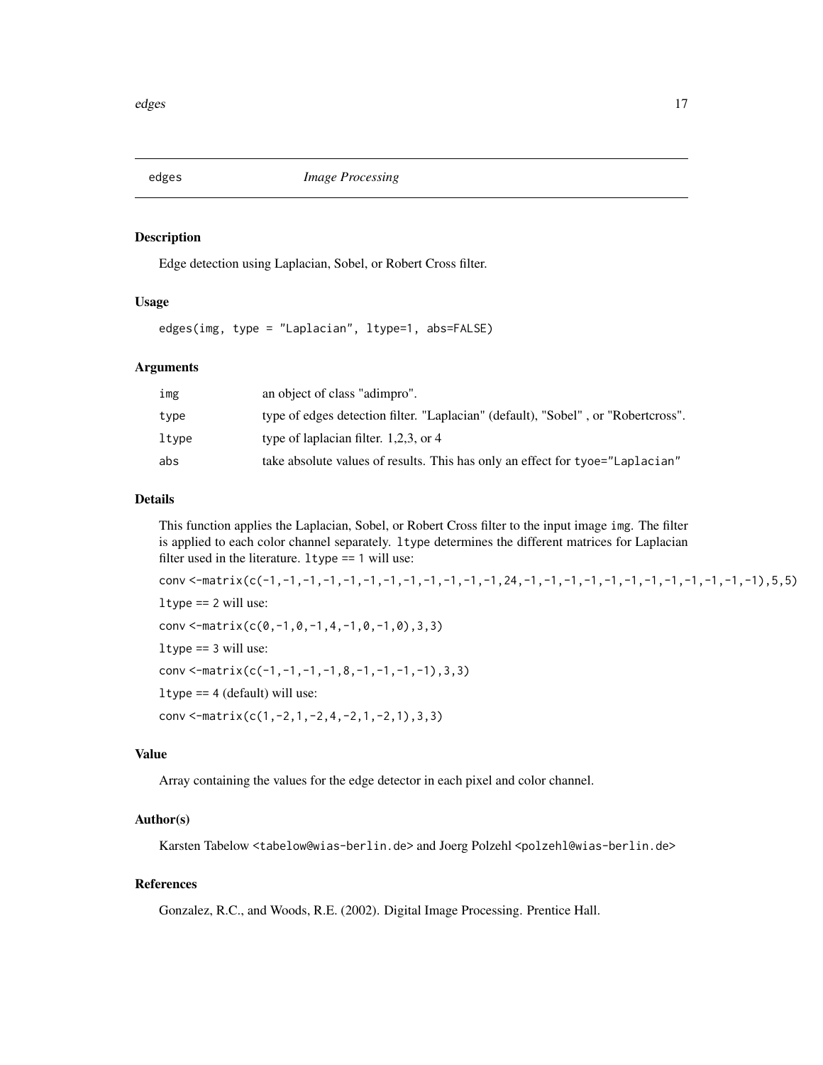## edges — *Image Processing*

### Description

Edge detection using Laplacian, Sobel, or Robert Cross filter.

### Usage

```
edges(img, type = "Laplacian", ltype=1, abs=FALSE)
```

### Arguments

| | |
|---|---|
| `img` | an object of class "adimpro". |
| `type` | type of edges detection filter. "Laplacian" (default), "Sobel" , or "Robertcross". |
| `ltype` | type of laplacian filter. 1,2,3, or 4 |
| `abs` | take absolute values of results. This has only an effect for `tyoe="Laplacian"` |

### Details

This function applies the Laplacian, Sobel, or Robert Cross filter to the input image `img`. The filter is applied to each color channel separately. `ltype` determines the different matrices for Laplacian filter used in the literature. `ltype == 1` will use:

```
conv <-matrix(c(-1,-1,-1,-1,-1,-1,-1,-1,-1,-1,-1,-1,24,-1,-1,-1,-1,-1,-1,-1,-1,-1,-1,-1,-1),5,5)
```

`ltype == 2` will use:

```
conv <-matrix(c(0,-1,0,-1,4,-1,0,-1,0),3,3)
```

`ltype == 3` will use:

```
conv <-matrix(c(-1,-1,-1,-1,8,-1,-1,-1,-1),3,3)
```

`ltype == 4` (default) will use:

```
conv <-matrix(c(1,-2,1,-2,4,-2,1,-2,1),3,3)
```

### Value

Array containing the values for the edge detector in each pixel and color channel.

### Author(s)

Karsten Tabelow <tabelow@wias-berlin.de> and Joerg Polzehl <polzehl@wias-berlin.de>

### References

Gonzalez, R.C., and Woods, R.E. (2002). Digital Image Processing. Prentice Hall.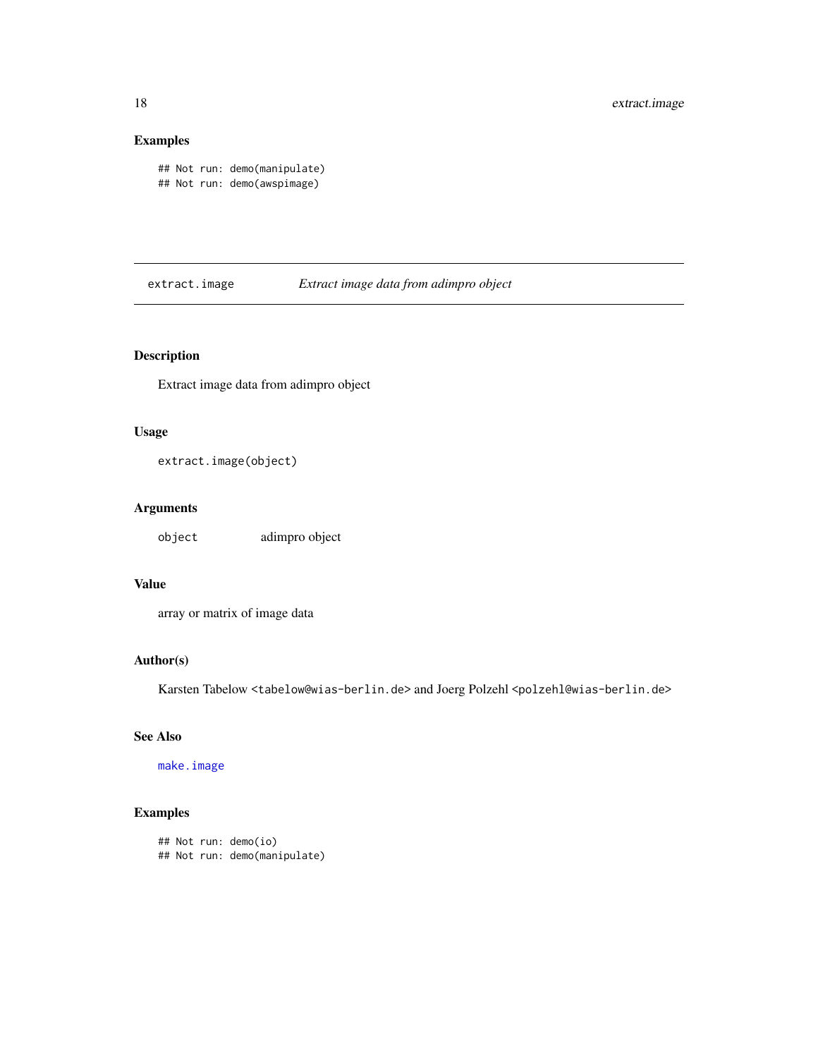## Examples

```
## Not run: demo(manipulate)
## Not run: demo(awspimage)
```

---

# extract.image *Extract image data from adimpro object*

---

## Description

Extract image data from adimpro object

## Usage

```
extract.image(object)
```

## Arguments

| | |
|---|---|
| `object` | adimpro object |

## Value

array or matrix of image data

## Author(s)

Karsten Tabelow <tabelow@wias-berlin.de> and Joerg Polzehl <polzehl@wias-berlin.de>

## See Also

`make.image`

## Examples

```
## Not run: demo(io)
## Not run: demo(manipulate)
```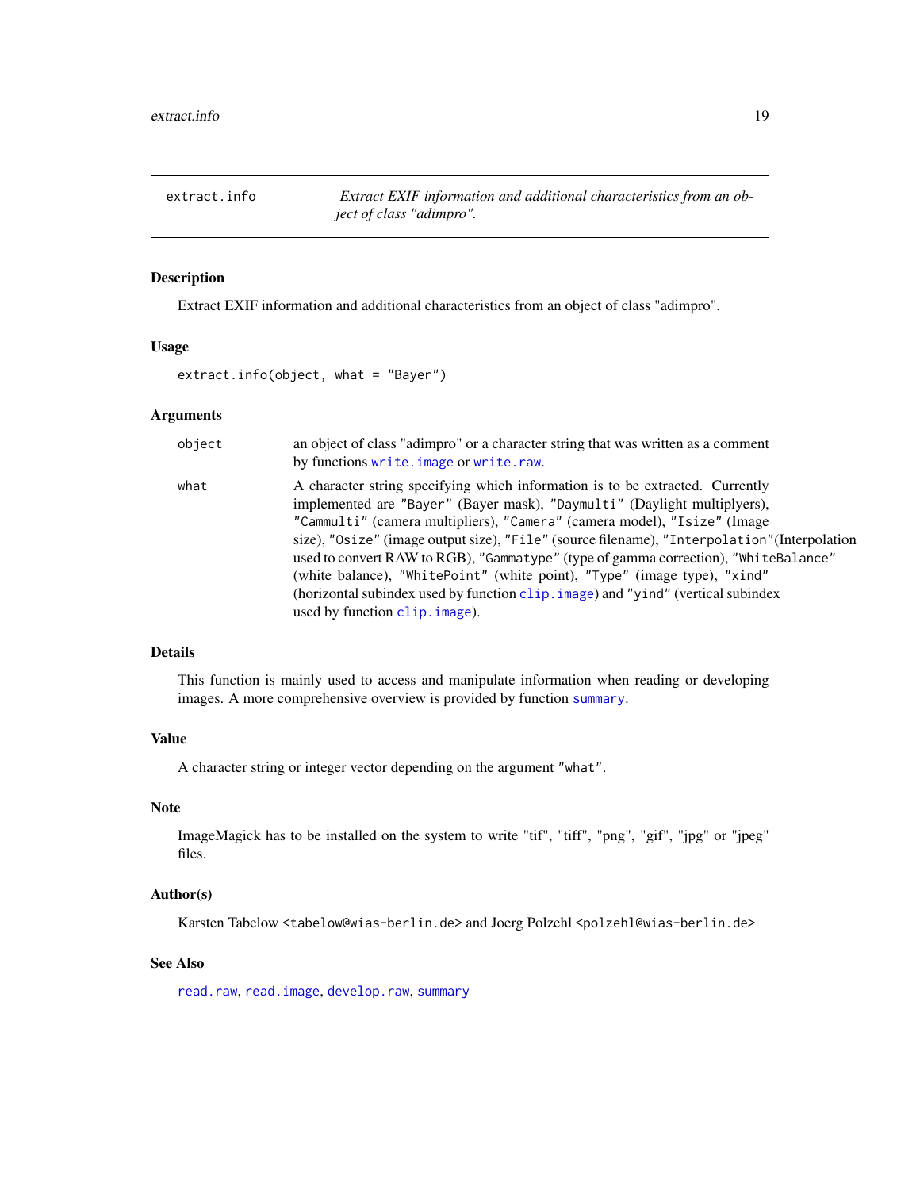extract.info — *Extract EXIF information and additional characteristics from an object of class "adimpro".*

## Description

Extract EXIF information and additional characteristics from an object of class "adimpro".

## Usage

```
extract.info(object, what = "Bayer")
```

## Arguments

| | |
|---|---|
| `object` | an object of class "adimpro" or a character string that was written as a comment by functions `write.image` or `write.raw`. |
| `what` | A character string specifying which information is to be extracted. Currently implemented are `"Bayer"` (Bayer mask), `"Daymulti"` (Daylight multiplyers), `"Cammulti"` (camera multipliers), `"Camera"` (camera model), `"Isize"` (Image size), `"Osize"` (image output size), `"File"` (source filename), `"Interpolation"`(Interpolation used to convert RAW to RGB), `"Gammatype"` (type of gamma correction), `"WhiteBalance"` (white balance), `"WhitePoint"` (white point), `"Type"` (image type), `"xind"` (horizontal subindex used by function `clip.image`) and `"yind"` (vertical subindex used by function `clip.image`). |

## Details

This function is mainly used to access and manipulate information when reading or developing images. A more comprehensive overview is provided by function `summary`.

## Value

A character string or integer vector depending on the argument `"what"`.

## Note

ImageMagick has to be installed on the system to write "tif", "tiff", "png", "gif", "jpg" or "jpeg" files.

## Author(s)

Karsten Tabelow <tabelow@wias-berlin.de> and Joerg Polzehl <polzehl@wias-berlin.de>

## See Also

`read.raw`, `read.image`, `develop.raw`, `summary`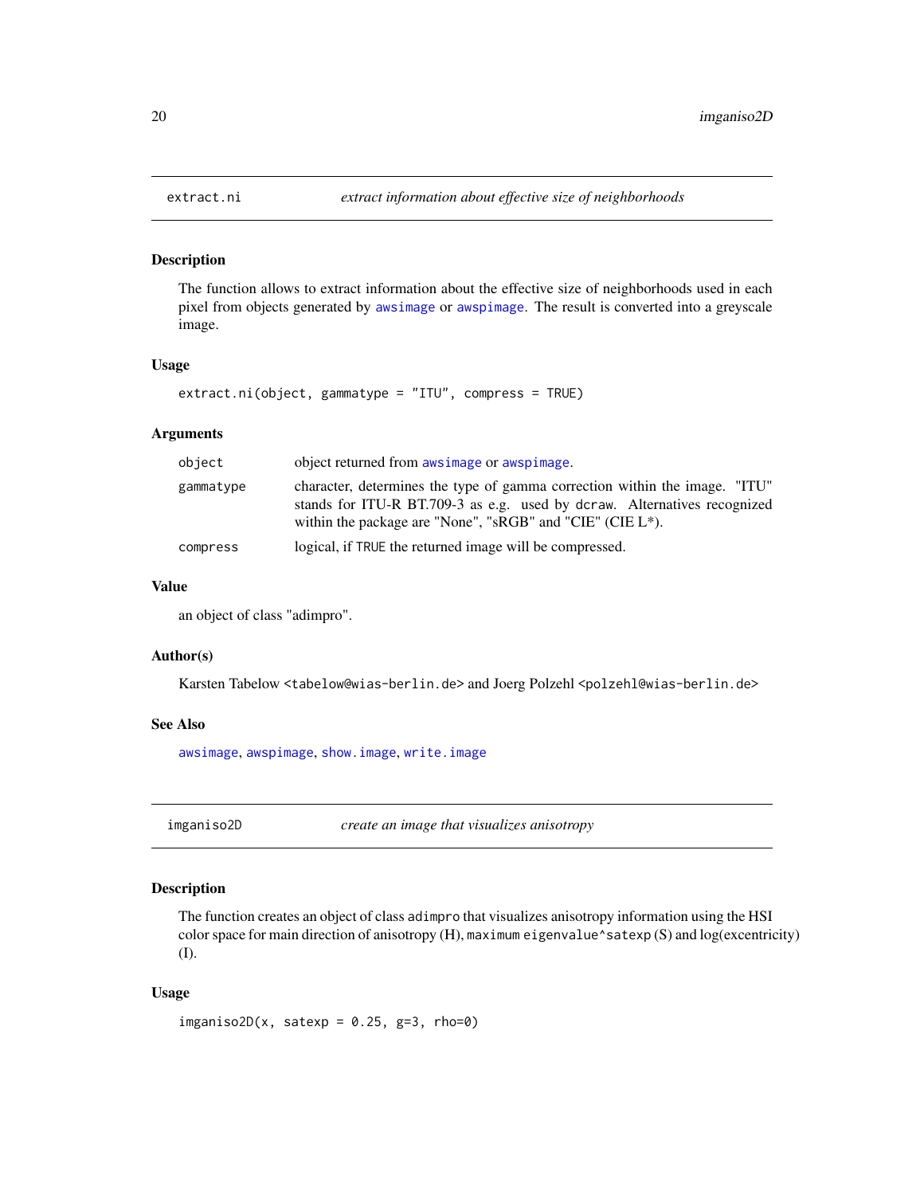## extract.ni — *extract information about effective size of neighborhoods*

### Description

The function allows to extract information about the effective size of neighborhoods used in each pixel from objects generated by awsimage or awspimage. The result is converted into a greyscale image.

### Usage

```
extract.ni(object, gammatype = "ITU", compress = TRUE)
```

### Arguments

| | |
|---|---|
| object | object returned from awsimage or awspimage. |
| gammatype | character, determines the type of gamma correction within the image. "ITU" stands for ITU-R BT.709-3 as e.g. used by dcraw. Alternatives recognized within the package are "None", "sRGB" and "CIE" (CIE L*). |
| compress | logical, if TRUE the returned image will be compressed. |

### Value

an object of class "adimpro".

### Author(s)

Karsten Tabelow <tabelow@wias-berlin.de> and Joerg Polzehl <polzehl@wias-berlin.de>

### See Also

awsimage, awspimage, show.image, write.image

## imganiso2D — *create an image that visualizes anisotropy*

### Description

The function creates an object of class adimpro that visualizes anisotropy information using the HSI color space for main direction of anisotropy (H), maximum eigenvalue^satexp (S) and log(excentricity) (I).

### Usage

```
imganiso2D(x, satexp = 0.25, g=3, rho=0)
```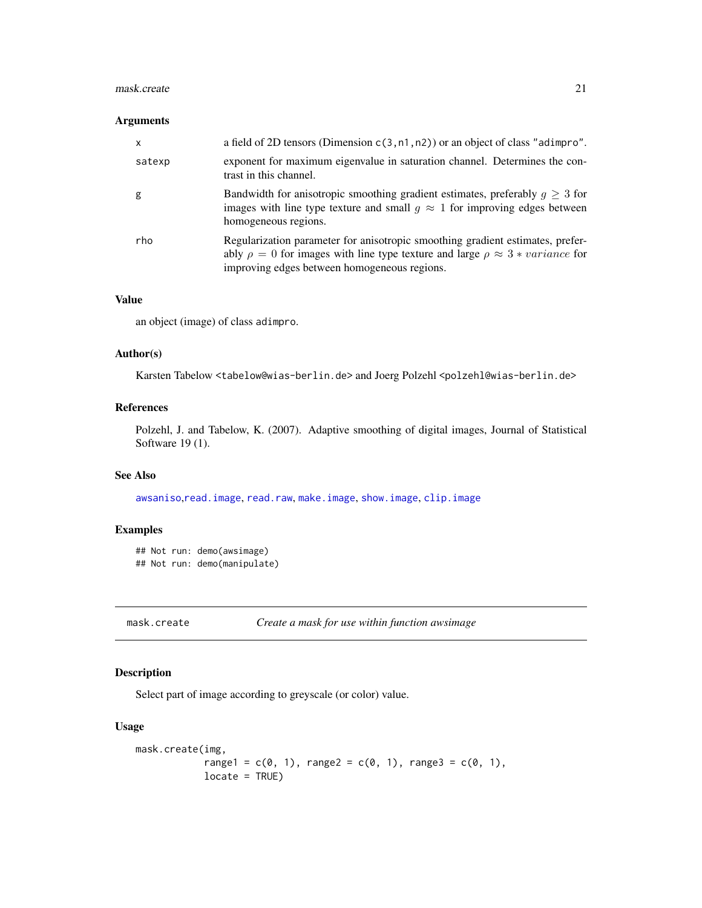### Arguments

| | |
|---|---|
| x | a field of 2D tensors (Dimension c(3,n1,n2)) or an object of class "adimpro". |
| satexp | exponent for maximum eigenvalue in saturation channel. Determines the contrast in this channel. |
| g | Bandwidth for anisotropic smoothing gradient estimates, preferably $g \geq 3$ for images with line type texture and small $g \approx 1$ for improving edges between homogeneous regions. |
| rho | Regularization parameter for anisotropic smoothing gradient estimates, preferably $\rho = 0$ for images with line type texture and large $\rho \approx 3 * variance$ for improving edges between homogeneous regions. |

### Value

an object (image) of class adimpro.

### Author(s)

Karsten Tabelow <tabelow@wias-berlin.de> and Joerg Polzehl <polzehl@wias-berlin.de>

### References

Polzehl, J. and Tabelow, K. (2007). Adaptive smoothing of digital images, Journal of Statistical Software 19 (1).

### See Also

awsaniso, read.image, read.raw, make.image, show.image, clip.image

### Examples

```
## Not run: demo(awsimage)
## Not run: demo(manipulate)
```

---

## mask.create — *Create a mask for use within function awsimage*

### Description

Select part of image according to greyscale (or color) value.

### Usage

```
mask.create(img,
            range1 = c(0, 1), range2 = c(0, 1), range3 = c(0, 1),
            locate = TRUE)
```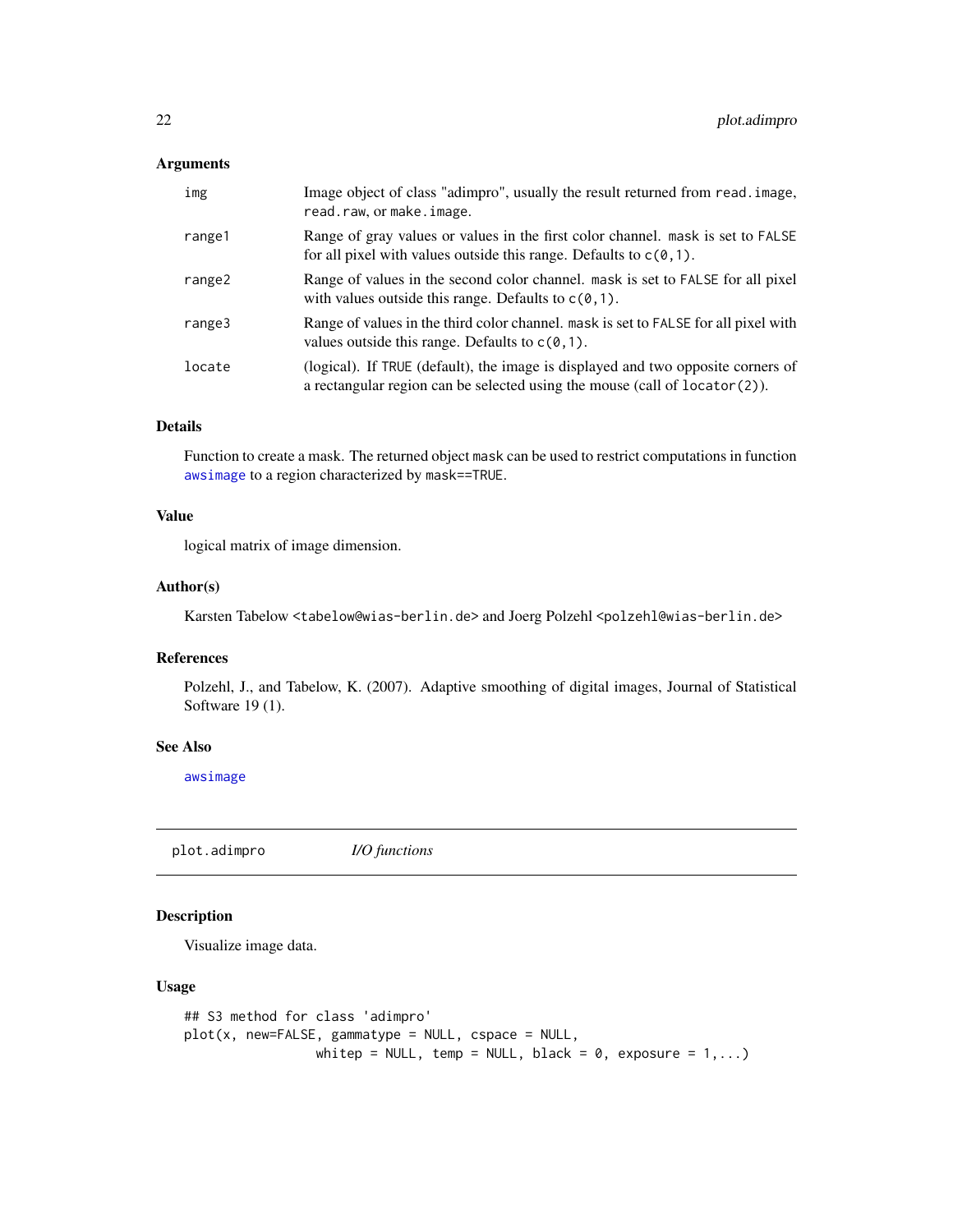### Arguments

| | |
|---|---|
| img | Image object of class "adimpro", usually the result returned from `read.image`, `read.raw`, or `make.image`. |
| range1 | Range of gray values or values in the first color channel. `mask` is set to `FALSE` for all pixel with values outside this range. Defaults to `c(0,1)`. |
| range2 | Range of values in the second color channel. `mask` is set to `FALSE` for all pixel with values outside this range. Defaults to `c(0,1)`. |
| range3 | Range of values in the third color channel. `mask` is set to `FALSE` for all pixel with values outside this range. Defaults to `c(0,1)`. |
| locate | (logical). If `TRUE` (default), the image is displayed and two opposite corners of a rectangular region can be selected using the mouse (call of `locator(2)`). |

### Details

Function to create a mask. The returned object `mask` can be used to restrict computations in function `awsimage` to a region characterized by `mask==TRUE`.

### Value

logical matrix of image dimension.

### Author(s)

Karsten Tabelow <tabelow@wias-berlin.de> and Joerg Polzehl <polzehl@wias-berlin.de>

### References

Polzehl, J., and Tabelow, K. (2007). Adaptive smoothing of digital images, Journal of Statistical Software 19 (1).

### See Also

`awsimage`

---

## plot.adimpro — *I/O functions*

### Description

Visualize image data.

### Usage

```
## S3 method for class 'adimpro'
plot(x, new=FALSE, gammatype = NULL, cspace = NULL,
                 whitep = NULL, temp = NULL, black = 0, exposure = 1,...)
```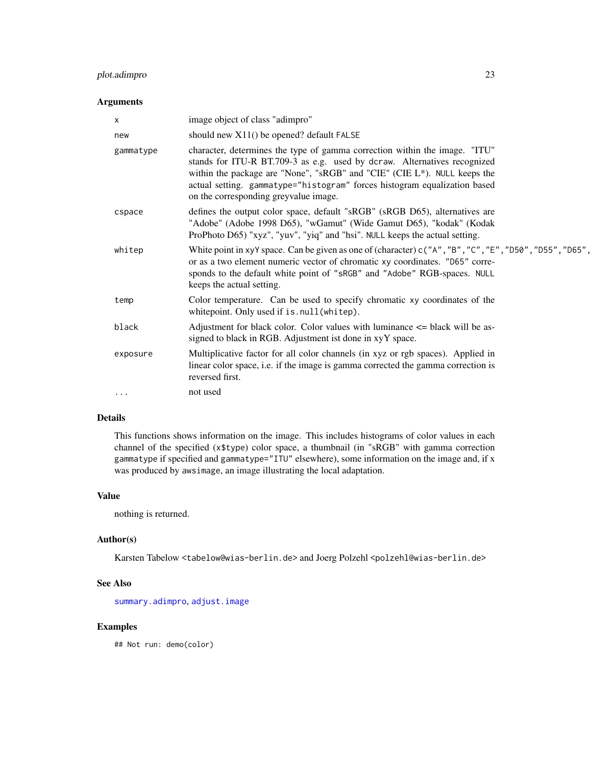### Arguments

| | |
|---|---|
| x | image object of class "adimpro" |
| new | should new X11() be opened? default `FALSE` |
| gammatype | character, determines the type of gamma correction within the image. "ITU" stands for ITU-R BT.709-3 as e.g. used by `dcraw`. Alternatives recognized within the package are "None", "sRGB" and "CIE" (CIE L*). `NULL` keeps the actual setting. `gammatype="histogram"` forces histogram equalization based on the corresponding greyvalue image. |
| cspace | defines the output color space, default "sRGB" (sRGB D65), alternatives are "Adobe" (Adobe 1998 D65), "wGamut" (Wide Gamut D65), "kodak" (Kodak ProPhoto D65) "xyz", "yuv", "yiq" and "hsi". `NULL` keeps the actual setting. |
| whitep | White point in `xyY` space. Can be given as one of (character) `c("A","B","C","E","D50","D55","D65",` or as a two element numeric vector of chromatic `xy` coordinates. `"D65"` corresponds to the default white point of `"sRGB"` and `"Adobe"` RGB-spaces. `NULL` keeps the actual setting. |
| temp | Color temperature. Can be used to specify chromatic `xy` coordinates of the whitepoint. Only used if `is.null(whitep)`. |
| black | Adjustment for black color. Color values with luminance <= black will be assigned to black in RGB. Adjustment ist done in xyY space. |
| exposure | Multiplicative factor for all color channels (in xyz or rgb spaces). Applied in linear color space, i.e. if the image is gamma corrected the gamma correction is reversed first. |
| ... | not used |

### Details

This functions shows information on the image. This includes histograms of color values in each channel of the specified (`x$type`) color space, a thumbnail (in "sRGB" with gamma correction `gammatype` if specified and `gammatype="ITU"` elsewhere), some information on the image and, if x was produced by `awsimage`, an image illustrating the local adaptation.

### Value

nothing is returned.

### Author(s)

Karsten Tabelow <tabelow@wias-berlin.de> and Joerg Polzehl <polzehl@wias-berlin.de>

### See Also

`summary.adimpro`, `adjust.image`

### Examples

```
## Not run: demo(color)
```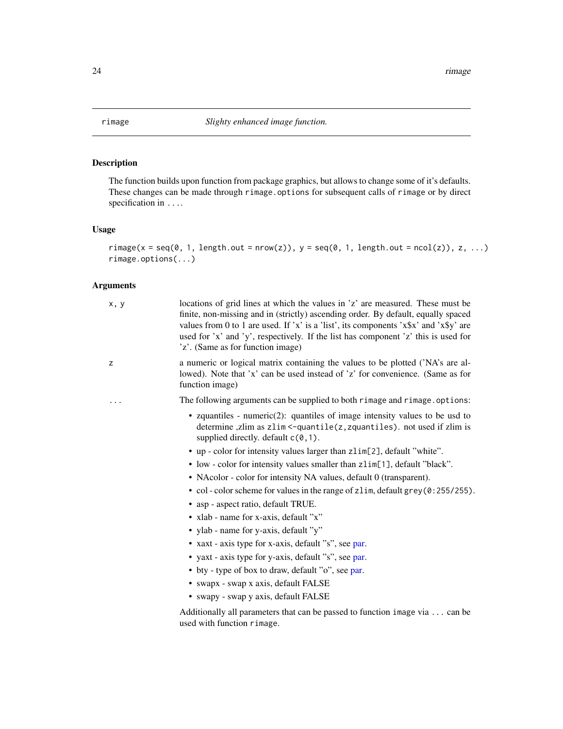# rimage *Slighty enhanced image function.*

## Description

The function builds upon function from package graphics, but allows to change some of it's defaults. These changes can be made through `rimage.options` for subsequent calls of `rimage` or by direct specification in `...`.

## Usage

```
rimage(x = seq(0, 1, length.out = nrow(z)), y = seq(0, 1, length.out = ncol(z)), z, ...)
rimage.options(...)
```

## Arguments

| | |
|---|---|
| x, y | locations of grid lines at which the values in 'z' are measured. These must be finite, non-missing and in (strictly) ascending order. By default, equally spaced values from 0 to 1 are used. If 'x' is a 'list', its components 'x$x' and 'x$y' are used for 'x' and 'y', respectively. If the list has component 'z' this is used for 'z'. (Same as for function image) |
| z | a numeric or logical matrix containing the values to be plotted ('NA's are allowed). Note that 'x' can be used instead of 'z' for convenience. (Same as for function image) |
| ... | The following arguments can be supplied to both `rimage` and `rimage.options`: |

- zquantiles - numeric(2): quantiles of image intensity values to be usd to determine ,zlim as `zlim <-quantile(z,zquantiles)`. not used if zlim is supplied directly. default `c(0,1)`.
- up - color for intensity values larger than `zlim[2]`, default "white".
- low - color for intensity values smaller than `zlim[1]`, default "black".
- NAcolor - color for intensity NA values, default 0 (transparent).
- col - color scheme for values in the range of `zlim`, default `grey(0:255/255)`.
- asp - aspect ratio, default TRUE.
- xlab - name for x-axis, default "x"
- ylab - name for y-axis, default "y"
- xaxt - axis type for x-axis, default "s", see par.
- yaxt - axis type for y-axis, default "s", see par.
- bty - type of box to draw, default "o", see par.
- swapx - swap x axis, default FALSE
- swapy - swap y axis, default FALSE

Additionally all parameters that can be passed to function `image` via `...` can be used with function `rimage`.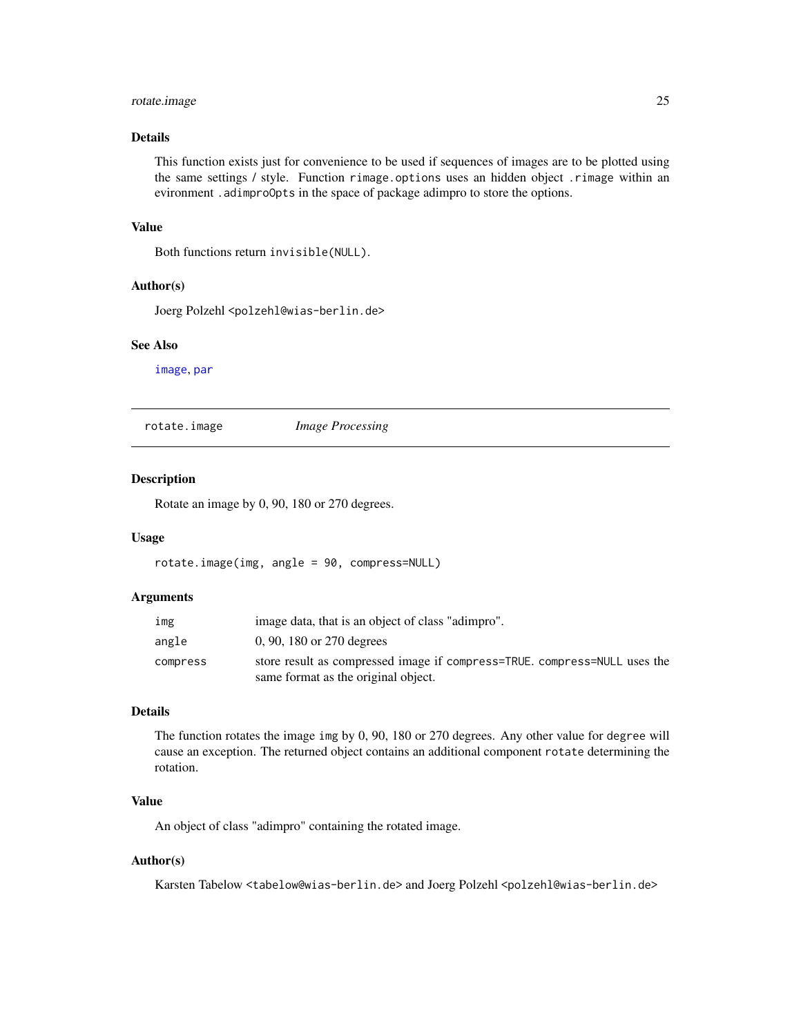### Details

This function exists just for convenience to be used if sequences of images are to be plotted using the same settings / style. Function `rimage.options` uses an hidden object `.rimage` within an evironment `.adimproOpts` in the space of package adimpro to store the options.

### Value

Both functions return `invisible(NULL)`.

### Author(s)

Joerg Polzehl <polzehl@wias-berlin.de>

### See Also

image, par

---

## rotate.image — *Image Processing*

---

### Description

Rotate an image by 0, 90, 180 or 270 degrees.

### Usage

```
rotate.image(img, angle = 90, compress=NULL)
```

### Arguments

| | |
|---|---|
| `img` | image data, that is an object of class "adimpro". |
| `angle` | 0, 90, 180 or 270 degrees |
| `compress` | store result as compressed image if `compress=TRUE`. `compress=NULL` uses the same format as the original object. |

### Details

The function rotates the image `img` by 0, 90, 180 or 270 degrees. Any other value for `degree` will cause an exception. The returned object contains an additional component `rotate` determining the rotation.

### Value

An object of class "adimpro" containing the rotated image.

### Author(s)

Karsten Tabelow <tabelow@wias-berlin.de> and Joerg Polzehl <polzehl@wias-berlin.de>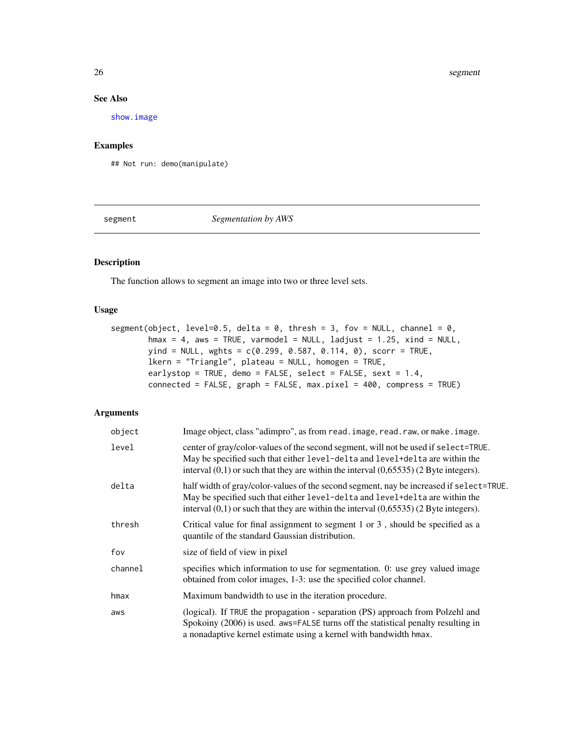## See Also

show.image

## Examples

```
## Not run: demo(manipulate)
```

---

## segment — *Segmentation by AWS*

---

### Description

The function allows to segment an image into two or three level sets.

### Usage

```
segment(object, level=0.5, delta = 0, thresh = 3, fov = NULL, channel = 0,
        hmax = 4, aws = TRUE, varmodel = NULL, ladjust = 1.25, xind = NULL,
        yind = NULL, wghts = c(0.299, 0.587, 0.114, 0), scorr = TRUE,
        lkern = "Triangle", plateau = NULL, homogen = TRUE,
        earlystop = TRUE, demo = FALSE, select = FALSE, sext = 1.4,
        connected = FALSE, graph = FALSE, max.pixel = 400, compress = TRUE)
```

### Arguments

| | |
|---|---|
| `object` | Image object, class "adimpro", as from `read.image`, `read.raw`, or `make.image`. |
| `level` | center of gray/color-values of the second segment, will not be used if `select=TRUE`. May be specified such that either `level-delta` and `level+delta` are within the interval (0,1) or such that they are within the interval (0,65535) (2 Byte integers). |
| `delta` | half width of gray/color-values of the second segment, nay be increased if `select=TRUE`. May be specified such that either `level-delta` and `level+delta` are within the interval (0,1) or such that they are within the interval (0,65535) (2 Byte integers). |
| `thresh` | Critical value for final assignment to segment 1 or 3 , should be specified as a quantile of the standard Gaussian distribution. |
| `fov` | size of field of view in pixel |
| `channel` | specifies which information to use for segmentation. 0: use grey valued image obtained from color images, 1-3: use the specified color channel. |
| `hmax` | Maximum bandwidth to use in the iteration procedure. |
| `aws` | (logical). If `TRUE` the propagation - separation (PS) approach from Polzehl and Spokoiny (2006) is used. `aws=FALSE` turns off the statistical penalty resulting in a nonadaptive kernel estimate using a kernel with bandwidth `hmax`. |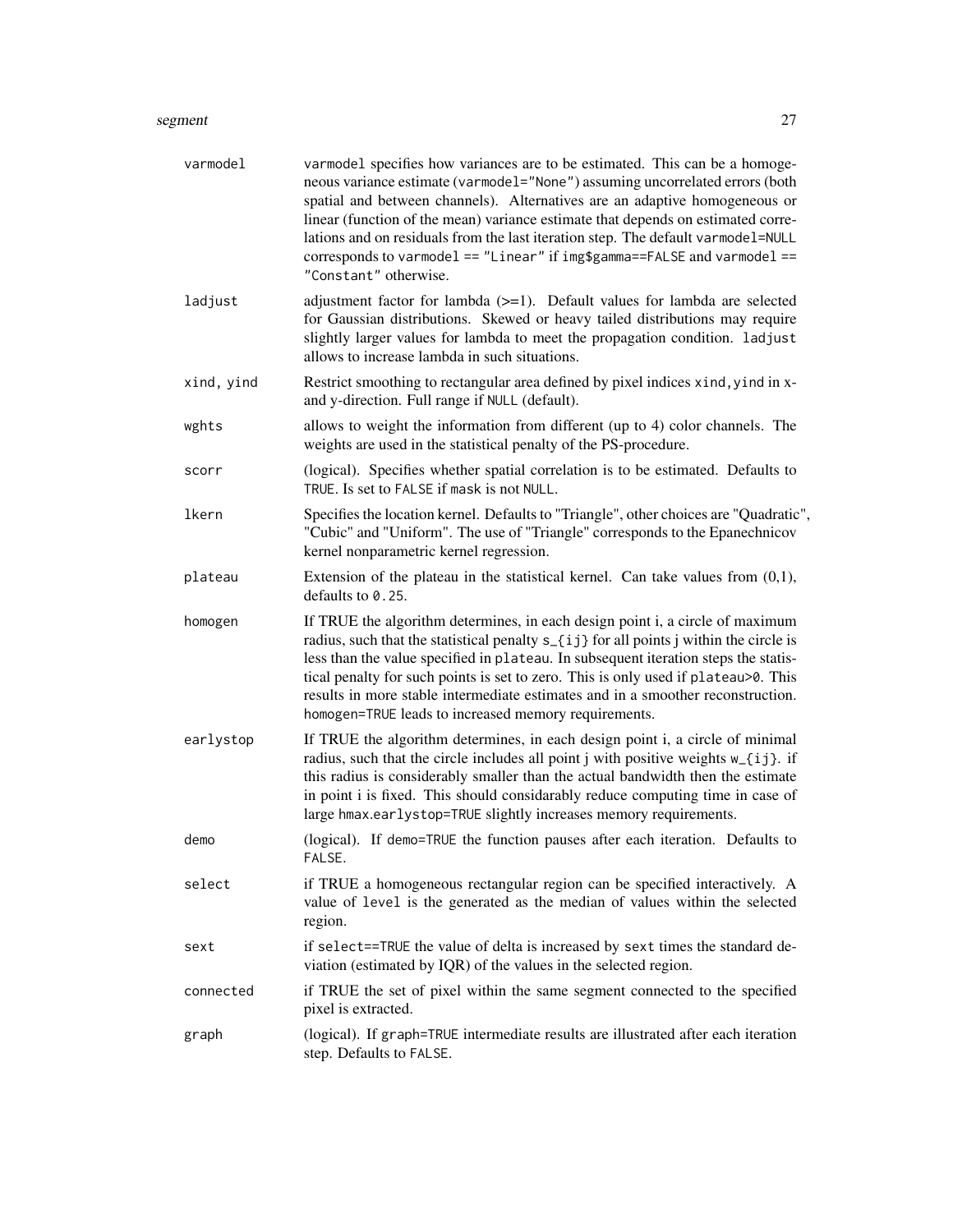| | |
|---|---|
| varmodel | varmodel specifies how variances are to be estimated. This can be a homogeneous variance estimate (varmodel="None") assuming uncorrelated errors (both spatial and between channels). Alternatives are an adaptive homogeneous or linear (function of the mean) variance estimate that depends on estimated correlations and on residuals from the last iteration step. The default varmodel=NULL corresponds to varmodel == "Linear" if img$gamma==FALSE and varmodel == "Constant" otherwise. |
| ladjust | adjustment factor for lambda (>=1). Default values for lambda are selected for Gaussian distributions. Skewed or heavy tailed distributions may require slightly larger values for lambda to meet the propagation condition. ladjust allows to increase lambda in such situations. |
| xind, yind | Restrict smoothing to rectangular area defined by pixel indices xind,yind in x- and y-direction. Full range if NULL (default). |
| wghts | allows to weight the information from different (up to 4) color channels. The weights are used in the statistical penalty of the PS-procedure. |
| scorr | (logical). Specifies whether spatial correlation is to be estimated. Defaults to TRUE. Is set to FALSE if mask is not NULL. |
| lkern | Specifies the location kernel. Defaults to "Triangle", other choices are "Quadratic", "Cubic" and "Uniform". The use of "Triangle" corresponds to the Epanechnicov kernel nonparametric kernel regression. |
| plateau | Extension of the plateau in the statistical kernel. Can take values from (0,1), defaults to 0.25. |
| homogen | If TRUE the algorithm determines, in each design point i, a circle of maximum radius, such that the statistical penalty s_{ij} for all points j within the circle is less than the value specified in plateau. In subsequent iteration steps the statistical penalty for such points is set to zero. This is only used if plateau>0. This results in more stable intermediate estimates and in a smoother reconstruction. homogen=TRUE leads to increased memory requirements. |
| earlystop | If TRUE the algorithm determines, in each design point i, a circle of minimal radius, such that the circle includes all point j with positive weights w_{ij}. if this radius is considerably smaller than the actual bandwidth then the estimate in point i is fixed. This should considarably reduce computing time in case of large hmax.earlystop=TRUE slightly increases memory requirements. |
| demo | (logical). If demo=TRUE the function pauses after each iteration. Defaults to FALSE. |
| select | if TRUE a homogeneous rectangular region can be specified interactively. A value of level is the generated as the median of values within the selected region. |
| sext | if select==TRUE the value of delta is increased by sext times the standard deviation (estimated by IQR) of the values in the selected region. |
| connected | if TRUE the set of pixel within the same segment connected to the specified pixel is extracted. |
| graph | (logical). If graph=TRUE intermediate results are illustrated after each iteration step. Defaults to FALSE. |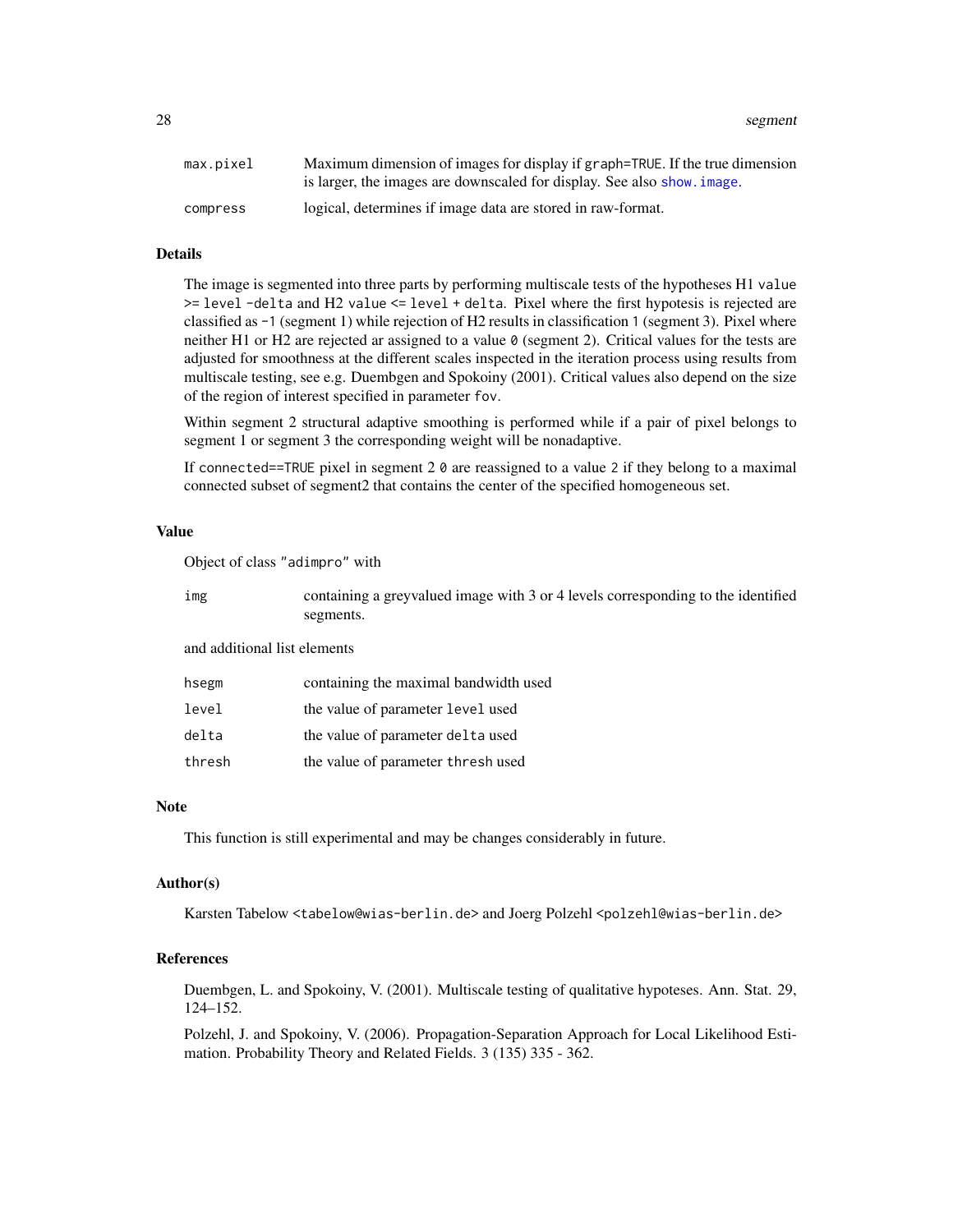| | |
|---|---|
| max.pixel | Maximum dimension of images for display if graph=TRUE. If the true dimension is larger, the images are downscaled for display. See also show.image. |
| compress | logical, determines if image data are stored in raw-format. |

## Details

The image is segmented into three parts by performing multiscale tests of the hypotheses H1 value >= level -delta and H2 value <= level + delta. Pixel where the first hypotesis is rejected are classified as -1 (segment 1) while rejection of H2 results in classification 1 (segment 3). Pixel where neither H1 or H2 are rejected ar assigned to a value 0 (segment 2). Critical values for the tests are adjusted for smoothness at the different scales inspected in the iteration process using results from multiscale testing, see e.g. Duembgen and Spokoiny (2001). Critical values also depend on the size of the region of interest specified in parameter fov.

Within segment 2 structural adaptive smoothing is performed while if a pair of pixel belongs to segment 1 or segment 3 the corresponding weight will be nonadaptive.

If connected==TRUE pixel in segment 2 0 are reassigned to a value 2 if they belong to a maximal connected subset of segment2 that contains the center of the specified homogeneous set.

## Value

Object of class "adimpro" with

| | |
|---|---|
| img | containing a greyvalued image with 3 or 4 levels corresponding to the identified segments. |

and additional list elements

| | |
|---|---|
| hsegm | containing the maximal bandwidth used |
| level | the value of parameter level used |
| delta | the value of parameter delta used |
| thresh | the value of parameter thresh used |

## Note

This function is still experimental and may be changes considerably in future.

## Author(s)

Karsten Tabelow <tabelow@wias-berlin.de> and Joerg Polzehl <polzehl@wias-berlin.de>

## References

Duembgen, L. and Spokoiny, V. (2001). Multiscale testing of qualitative hypoteses. Ann. Stat. 29, 124–152.

Polzehl, J. and Spokoiny, V. (2006). Propagation-Separation Approach for Local Likelihood Estimation. Probability Theory and Related Fields. 3 (135) 335 - 362.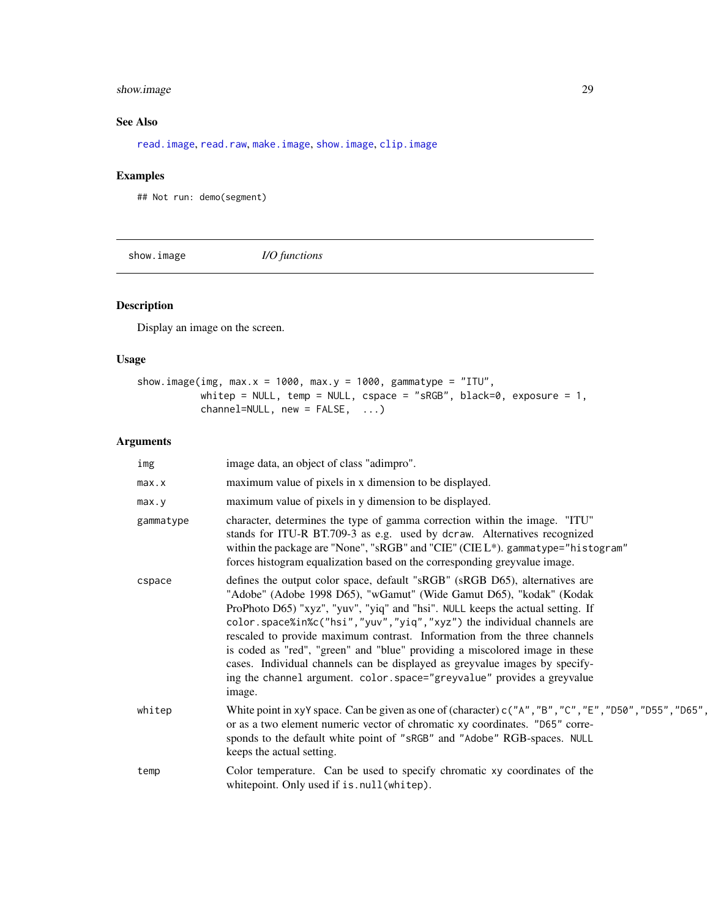## See Also

read.image, read.raw, make.image, show.image, clip.image

## Examples

```
## Not run: demo(segment)
```

---

# show.image — *I/O functions*

## Description

Display an image on the screen.

## Usage

```
show.image(img, max.x = 1000, max.y = 1000, gammatype = "ITU",
           whitep = NULL, temp = NULL, cspace = "sRGB", black=0, exposure = 1,
           channel=NULL, new = FALSE,  ...)
```

## Arguments

| | |
|---|---|
| img | image data, an object of class "adimpro". |
| max.x | maximum value of pixels in x dimension to be displayed. |
| max.y | maximum value of pixels in y dimension to be displayed. |
| gammatype | character, determines the type of gamma correction within the image. "ITU" stands for ITU-R BT.709-3 as e.g. used by dcraw. Alternatives recognized within the package are "None", "sRGB" and "CIE" (CIE L*). gammatype="histogram" forces histogram equalization based on the corresponding greyvalue image. |
| cspace | defines the output color space, default "sRGB" (sRGB D65), alternatives are "Adobe" (Adobe 1998 D65), "wGamut" (Wide Gamut D65), "kodak" (Kodak ProPhoto D65) "xyz", "yuv", "yiq" and "hsi". NULL keeps the actual setting. If color.space%in%c("hsi","yuv","yiq","xyz") the individual channels are rescaled to provide maximum contrast. Information from the three channels is coded as "red", "green" and "blue" providing a miscolored image in these cases. Individual channels can be displayed as greyvalue images by specifying the channel argument. color.space="greyvalue" provides a greyvalue image. |
| whitep | White point in xyY space. Can be given as one of (character) c("A","B","C","E","D50","D55","D65", or as a two element numeric vector of chromatic xy coordinates. "D65" corresponds to the default white point of "sRGB" and "Adobe" RGB-spaces. NULL keeps the actual setting. |
| temp | Color temperature. Can be used to specify chromatic xy coordinates of the whitepoint. Only used if is.null(whitep). |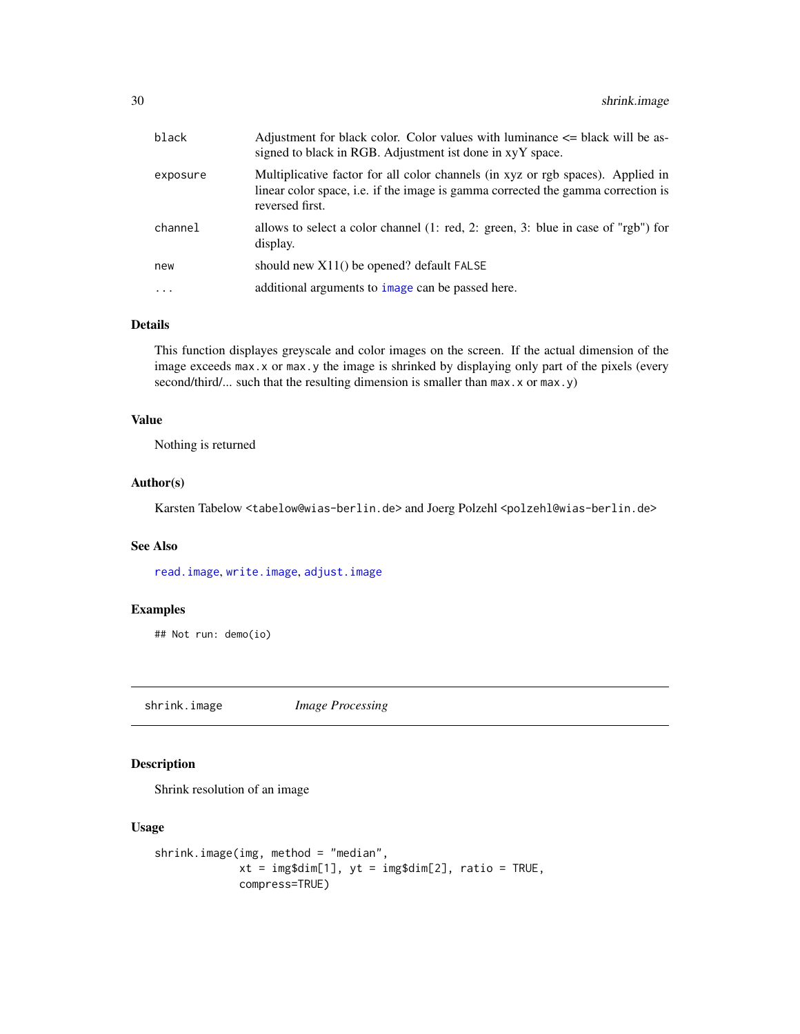| | |
|---|---|
| black | Adjustment for black color. Color values with luminance <= black will be assigned to black in RGB. Adjustment ist done in xyY space. |
| exposure | Multiplicative factor for all color channels (in xyz or rgb spaces). Applied in linear color space, i.e. if the image is gamma corrected the gamma correction is reversed first. |
| channel | allows to select a color channel (1: red, 2: green, 3: blue in case of "rgb") for display. |
| new | should new X11() be opened? default `FALSE` |
| ... | additional arguments to `image` can be passed here. |

### Details

This function displayes greyscale and color images on the screen. If the actual dimension of the image exceeds `max.x` or `max.y` the image is shrinked by displaying only part of the pixels (every second/third/... such that the resulting dimension is smaller than `max.x` or `max.y`)

### Value

Nothing is returned

### Author(s)

Karsten Tabelow <tabelow@wias-berlin.de> and Joerg Polzehl <polzehl@wias-berlin.de>

### See Also

`read.image`, `write.image`, `adjust.image`

### Examples

```
## Not run: demo(io)
```

---

## shrink.image    *Image Processing*

### Description

Shrink resolution of an image

### Usage

```
shrink.image(img, method = "median",
             xt = img$dim[1], yt = img$dim[2], ratio = TRUE,
             compress=TRUE)
```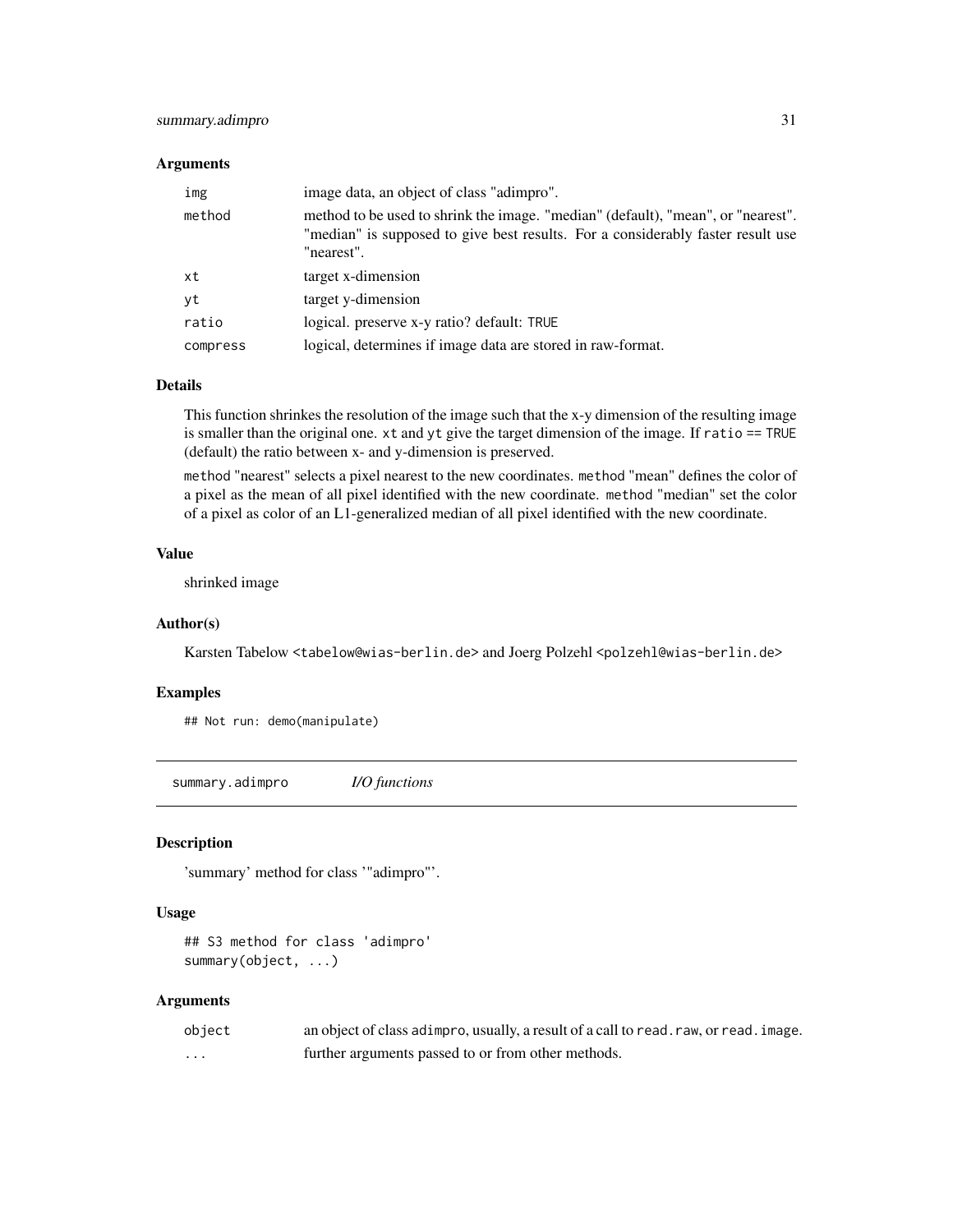### Arguments

| | |
|---|---|
| `img` | image data, an object of class "adimpro". |
| `method` | method to be used to shrink the image. "median" (default), "mean", or "nearest". "median" is supposed to give best results. For a considerably faster result use "nearest". |
| `xt` | target x-dimension |
| `yt` | target y-dimension |
| `ratio` | logical. preserve x-y ratio? default: `TRUE` |
| `compress` | logical, determines if image data are stored in raw-format. |

### Details

This function shrinkes the resolution of the image such that the x-y dimension of the resulting image is smaller than the original one. `xt` and `yt` give the target dimension of the image. If `ratio == TRUE` (default) the ratio between x- and y-dimension is preserved.

`method` "nearest" selects a pixel nearest to the new coordinates. `method` "mean" defines the color of a pixel as the mean of all pixel identified with the new coordinate. `method` "median" set the color of a pixel as color of an L1-generalized median of all pixel identified with the new coordinate.

### Value

shrinked image

### Author(s)

Karsten Tabelow <tabelow@wias-berlin.de> and Joerg Polzehl <polzehl@wias-berlin.de>

### Examples

```
## Not run: demo(manipulate)
```

---

## summary.adimpro *I/O functions*

### Description

'summary' method for class '"adimpro"'.

### Usage

```
## S3 method for class 'adimpro'
summary(object, ...)
```

### Arguments

| | |
|---|---|
| `object` | an object of class `adimpro`, usually, a result of a call to `read.raw`, or `read.image`. |
| `...` | further arguments passed to or from other methods. |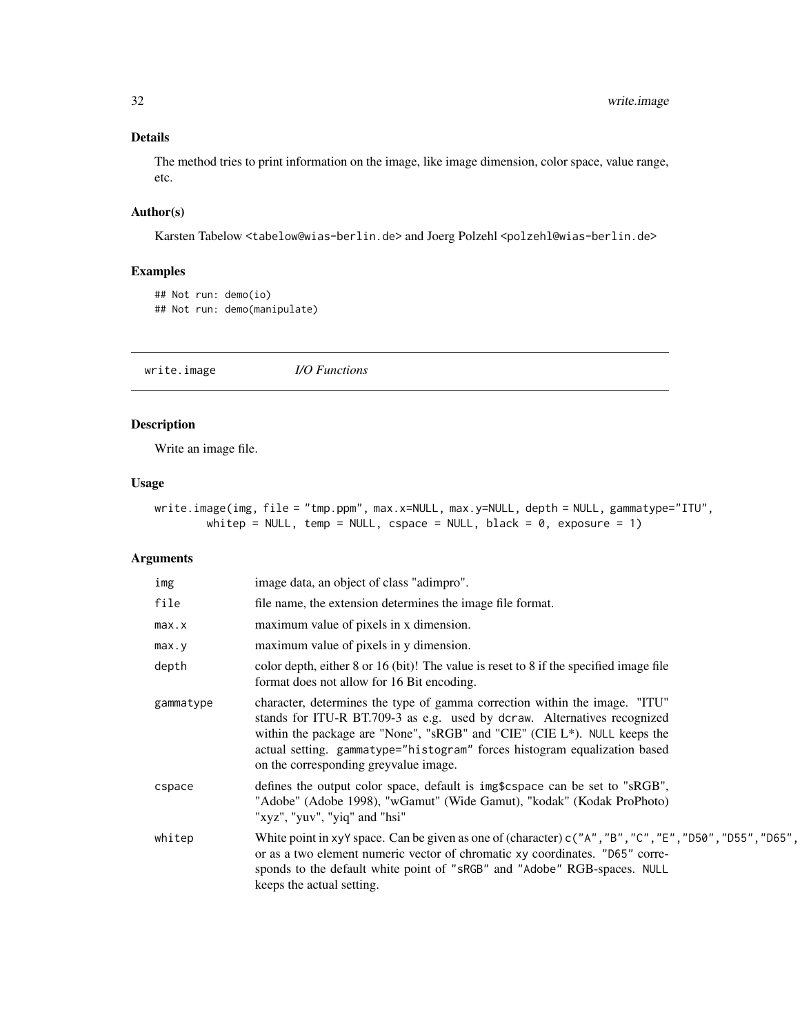### Details

The method tries to print information on the image, like image dimension, color space, value range, etc.

### Author(s)

Karsten Tabelow <tabelow@wias-berlin.de> and Joerg Polzehl <polzehl@wias-berlin.de>

### Examples

```
## Not run: demo(io)
## Not run: demo(manipulate)
```

---

## write.image *I/O Functions*

---

### Description

Write an image file.

### Usage

```
write.image(img, file = "tmp.ppm", max.x=NULL, max.y=NULL, depth = NULL, gammatype="ITU",
        whitep = NULL, temp = NULL, cspace = NULL, black = 0, exposure = 1)
```

### Arguments

| | |
|---|---|
| img | image data, an object of class "adimpro". |
| file | file name, the extension determines the image file format. |
| max.x | maximum value of pixels in x dimension. |
| max.y | maximum value of pixels in y dimension. |
| depth | color depth, either 8 or 16 (bit)! The value is reset to 8 if the specified image file format does not allow for 16 Bit encoding. |
| gammatype | character, determines the type of gamma correction within the image. "ITU" stands for ITU-R BT.709-3 as e.g. used by dcraw. Alternatives recognized within the package are "None", "sRGB" and "CIE" (CIE L*). NULL keeps the actual setting. gammatype="histogram" forces histogram equalization based on the corresponding greyvalue image. |
| cspace | defines the output color space, default is img$cspace can be set to "sRGB", "Adobe" (Adobe 1998), "wGamut" (Wide Gamut), "kodak" (Kodak ProPhoto) "xyz", "yuv", "yiq" and "hsi" |
| whitep | White point in xyY space. Can be given as one of (character) c("A","B","C","E","D50","D55","D65", or as a two element numeric vector of chromatic xy coordinates. "D65" corresponds to the default white point of "sRGB" and "Adobe" RGB-spaces. NULL keeps the actual setting. |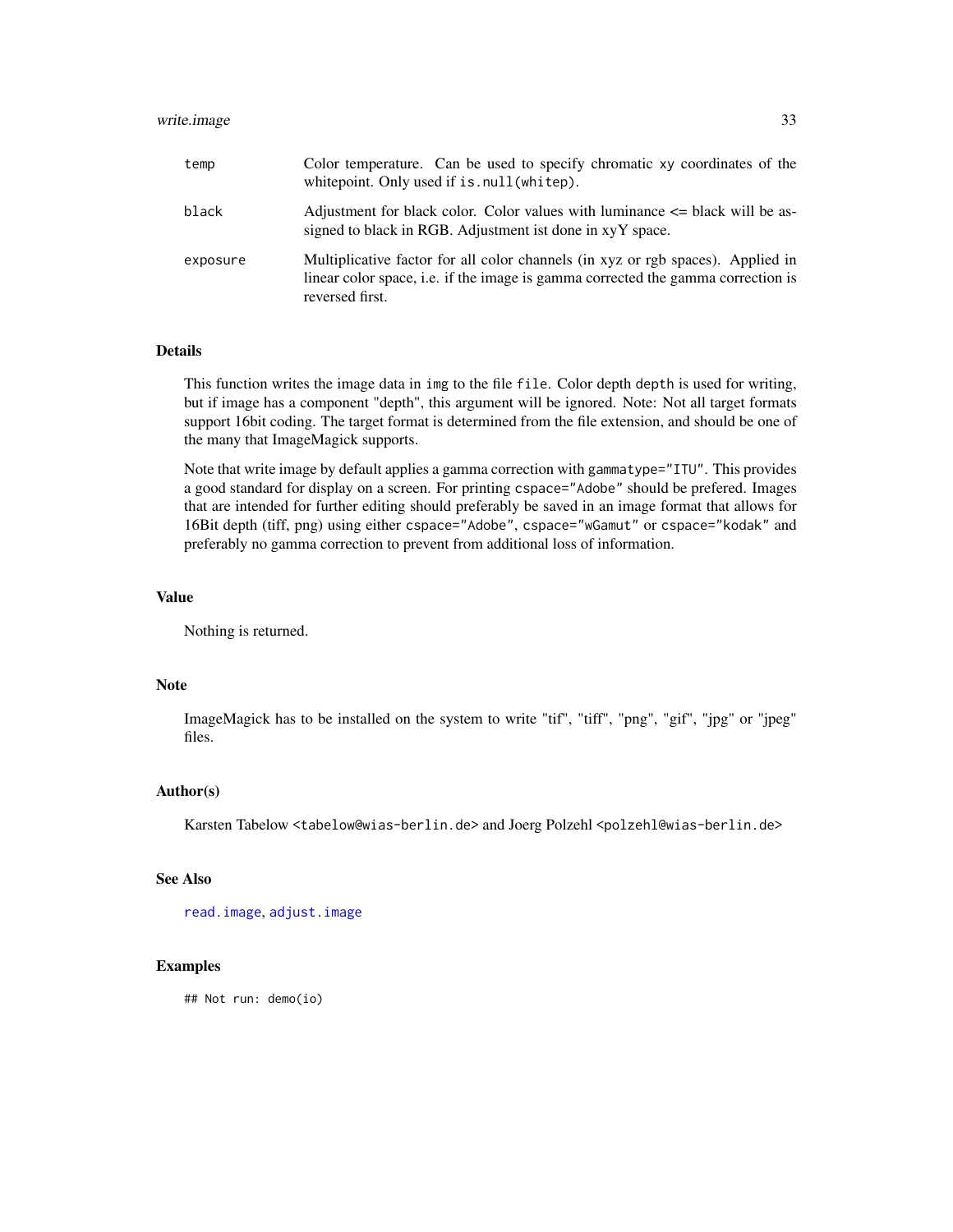| | |
|---|---|
| `temp` | Color temperature. Can be used to specify chromatic xy coordinates of the whitepoint. Only used if `is.null(whitep)`. |
| `black` | Adjustment for black color. Color values with luminance <= black will be assigned to black in RGB. Adjustment ist done in xyY space. |
| `exposure` | Multiplicative factor for all color channels (in xyz or rgb spaces). Applied in linear color space, i.e. if the image is gamma corrected the gamma correction is reversed first. |

## Details

This function writes the image data in `img` to the file `file`. Color depth `depth` is used for writing, but if image has a component "depth", this argument will be ignored. Note: Not all target formats support 16bit coding. The target format is determined from the file extension, and should be one of the many that ImageMagick supports.

Note that write image by default applies a gamma correction with `gammatype="ITU"`. This provides a good standard for display on a screen. For printing `cspace="Adobe"` should be prefered. Images that are intended for further editing should preferably be saved in an image format that allows for 16Bit depth (tiff, png) using either `cspace="Adobe"`, `cspace="wGamut"` or `cspace="kodak"` and preferably no gamma correction to prevent from additional loss of information.

## Value

Nothing is returned.

## Note

ImageMagick has to be installed on the system to write "tif", "tiff", "png", "gif", "jpg" or "jpeg" files.

## Author(s)

Karsten Tabelow <tabelow@wias-berlin.de> and Joerg Polzehl <polzehl@wias-berlin.de>

## See Also

`read.image`, `adjust.image`

## Examples

```
## Not run: demo(io)
```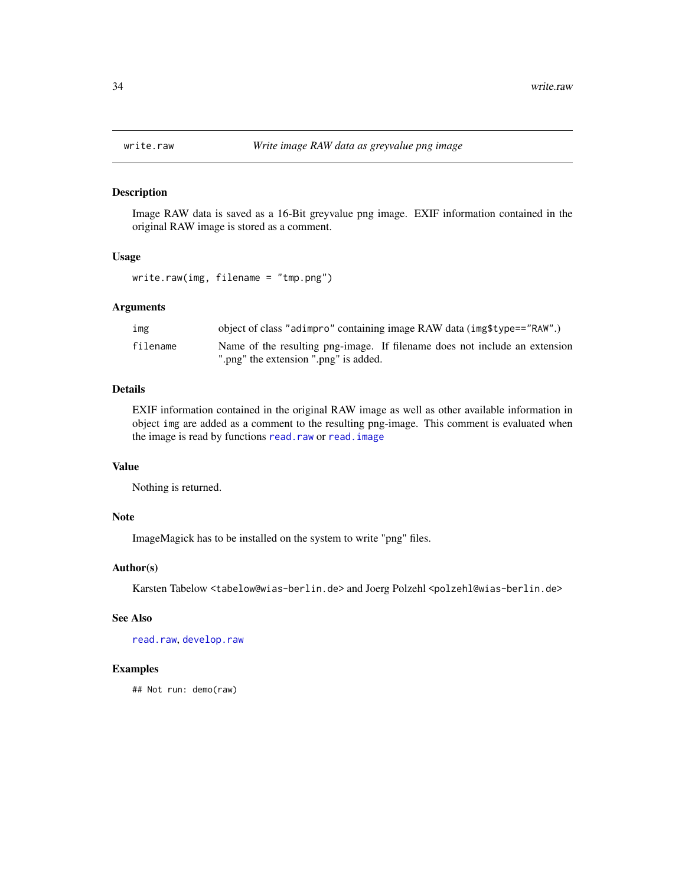# write.raw

*Write image RAW data as greyvalue png image*

## Description

Image RAW data is saved as a 16-Bit greyvalue png image. EXIF information contained in the original RAW image is stored as a comment.

## Usage

```
write.raw(img, filename = "tmp.png")
```

## Arguments

| | |
|---|---|
| `img` | object of class `"adimpro"` containing image RAW data (`img$type=="RAW"`.) |
| `filename` | Name of the resulting png-image. If filename does not include an extension ".png" the extension ".png" is added. |

## Details

EXIF information contained in the original RAW image as well as other available information in object `img` are added as a comment to the resulting png-image. This comment is evaluated when the image is read by functions `read.raw` or `read.image`

## Value

Nothing is returned.

## Note

ImageMagick has to be installed on the system to write "png" files.

## Author(s)

Karsten Tabelow <tabelow@wias-berlin.de> and Joerg Polzehl <polzehl@wias-berlin.de>

## See Also

`read.raw`, `develop.raw`

## Examples

```
## Not run: demo(raw)
```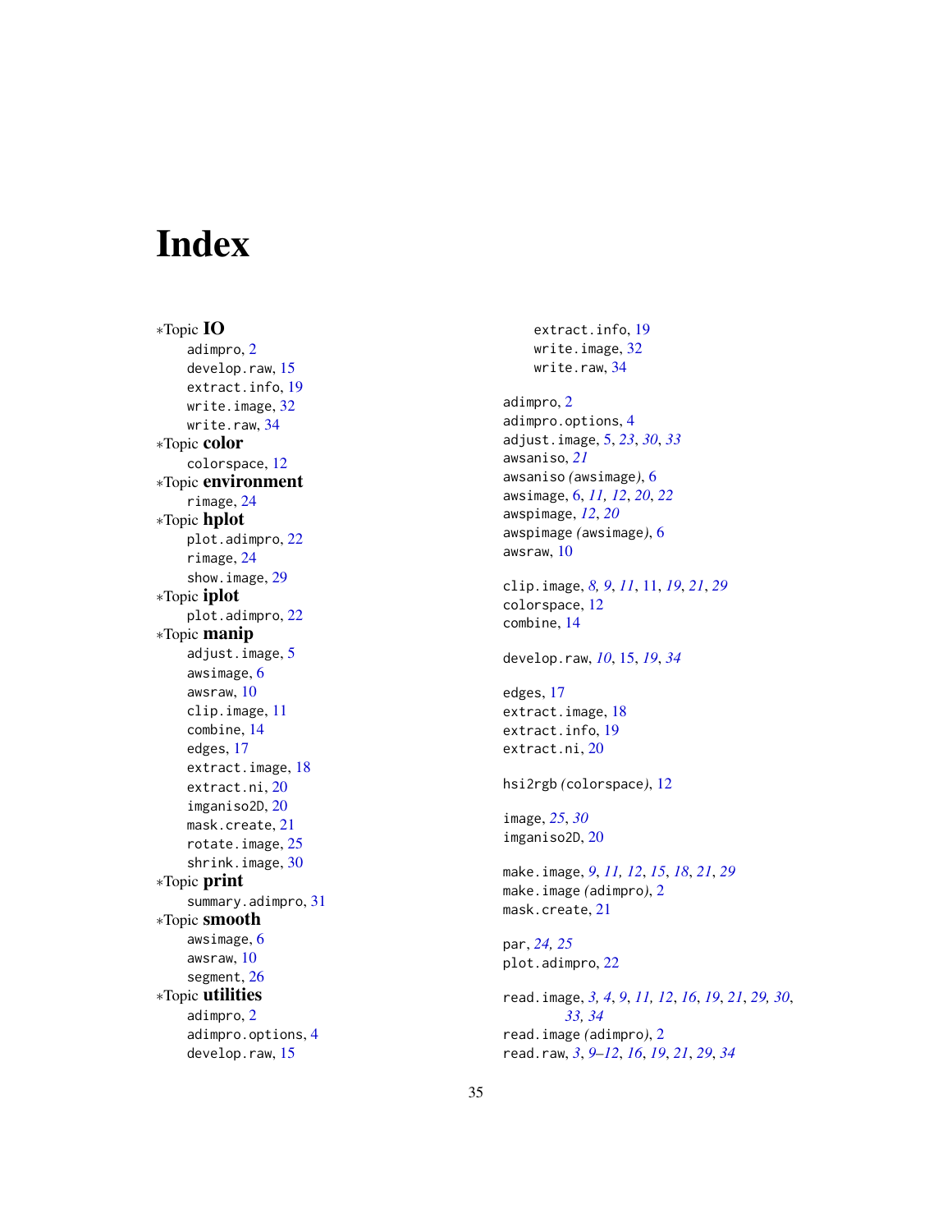# Index

*Topic **IO**

- adimpro, 2
- develop.raw, 15
- extract.info, 19
- write.image, 32
- write.raw, 34

*Topic **color**

- colorspace, 12

*Topic **environment**

- rimage, 24

*Topic **hplot**

- plot.adimpro, 22
- rimage, 24
- show.image, 29

*Topic **iplot**

- plot.adimpro, 22

*Topic **manip**

- adjust.image, 5
- awsimage, 6
- awsraw, 10
- clip.image, 11
- combine, 14
- edges, 17
- extract.image, 18
- extract.ni, 20
- imganiso2D, 20
- mask.create, 21
- rotate.image, 25
- shrink.image, 30

*Topic **print**

- summary.adimpro, 31

*Topic **smooth**

- awsimage, 6
- awsraw, 10
- segment, 26

*Topic **utilities**

- adimpro, 2
- adimpro.options, 4
- develop.raw, 15
- extract.info, 19
- write.image, 32
- write.raw, 34

adimpro, 2
adimpro.options, 4
adjust.image, 5, *23*, *30*, *33*
awsaniso, *21*
awsaniso *(awsimage)*, 6
awsimage, 6, *11*, *12*, *20*, *22*
awspimage, *12*, *20*
awspimage *(awsimage)*, 6
awsraw, 10

clip.image, *8, 9*, *11*, 11, *19*, *21*, *29*
colorspace, 12
combine, 14

develop.raw, *10*, 15, *19*, *34*

edges, 17
extract.image, 18
extract.info, 19
extract.ni, 20

hsi2rgb *(colorspace)*, 12

image, *25*, *30*
imganiso2D, 20

make.image, *9*, *11*, *12*, *15*, *18*, *21*, *29*
make.image *(adimpro)*, 2
mask.create, 21

par, *24, 25*
plot.adimpro, 22

read.image, *3*, *4*, *9*, *11*, *12*, *16*, *19*, *21*, *29, 30*, *33*, *34*
read.image *(adimpro)*, 2
read.raw, *3*, *9–12*, *16*, *19*, *21*, *29*, *34*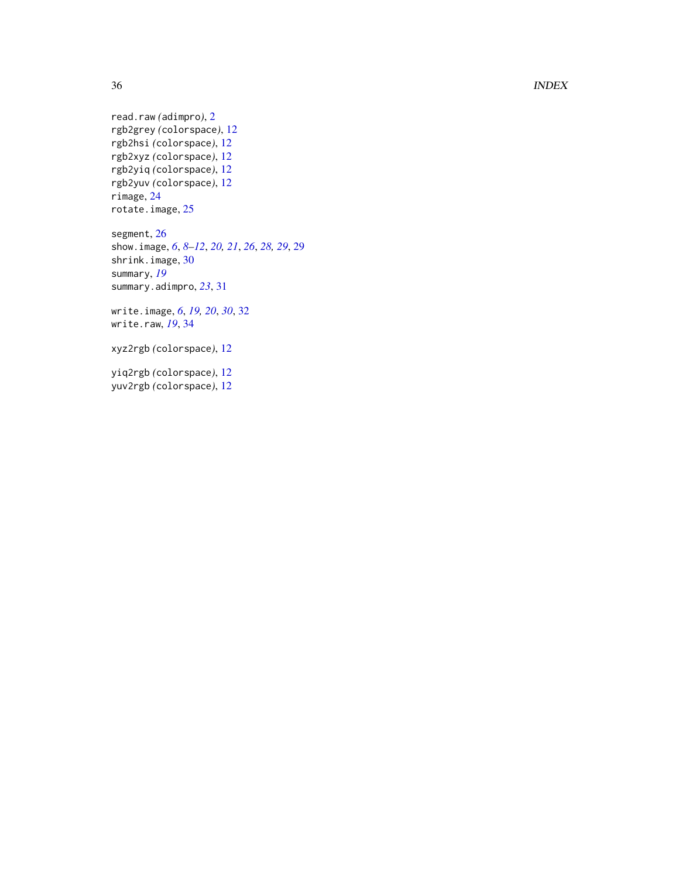read.raw *(*adimpro*)*, 2
rgb2grey *(*colorspace*)*, 12
rgb2hsi *(*colorspace*)*, 12
rgb2xyz *(*colorspace*)*, 12
rgb2yiq *(*colorspace*)*, 12
rgb2yuv *(*colorspace*)*, 12
rimage, 24
rotate.image, 25

segment, 26
show.image, *6*, *8–12*, *20, 21*, *26*, *28, 29*, 29
shrink.image, 30
summary, *19*
summary.adimpro, *23*, 31

write.image, *6*, *19, 20*, *30*, 32
write.raw, *19*, 34

xyz2rgb *(*colorspace*)*, 12

yiq2rgb *(*colorspace*)*, 12
yuv2rgb *(*colorspace*)*, 12